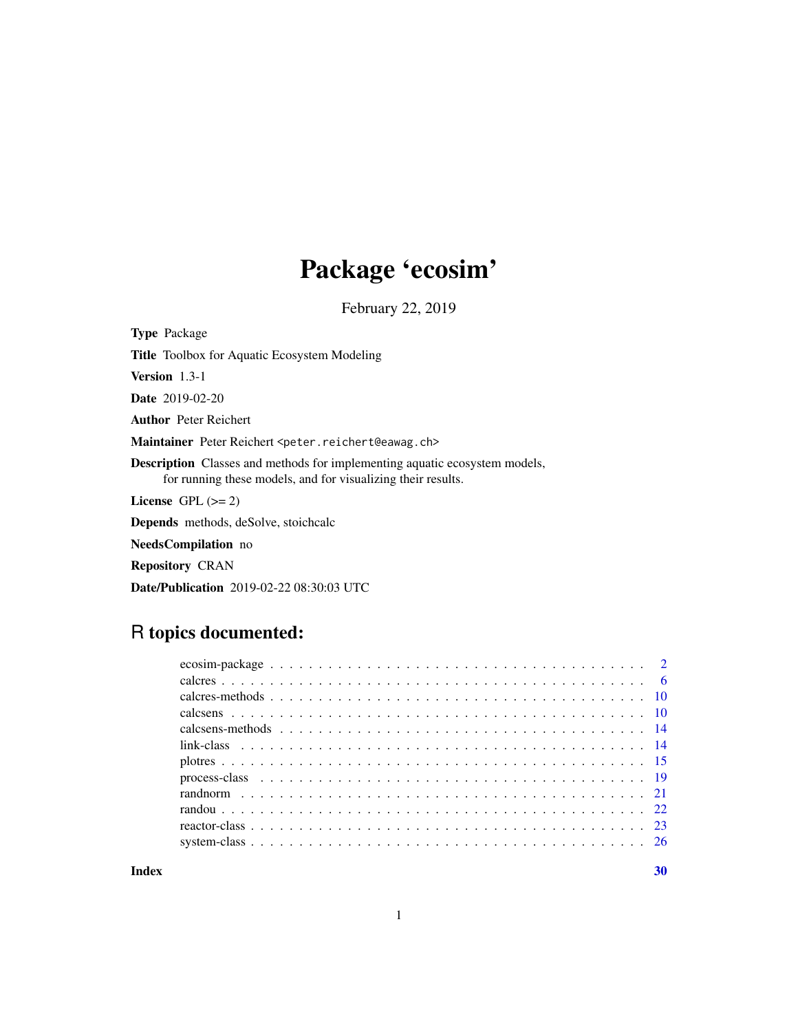# Package 'ecosim'

February 22, 2019

**Type** Package

**Title** Toolbox for Aquatic Ecosystem Modeling

**Version** 1.3-1

**Date** 2019-02-20

**Author** Peter Reichert

**Maintainer** Peter Reichert <peter.reichert@eawag.ch>

**Description** Classes and methods for implementing aquatic ecosystem models, for running these models, and for visualizing their results.

**License** GPL (>= 2)

**Depends** methods, deSolve, stoichcalc

**NeedsCompilation** no

**Repository** CRAN

**Date/Publication** 2019-02-22 08:30:03 UTC

## R topics documented:

- ecosim-package . . . . . . . . . . . . . . . . . . . . . . . . . . . . . . . . . . . . . 2
- calcres . . . . . . . . . . . . . . . . . . . . . . . . . . . . . . . . . . . . . . . . . . 6
- calcres-methods . . . . . . . . . . . . . . . . . . . . . . . . . . . . . . . . . . . . . 10
- calcsens . . . . . . . . . . . . . . . . . . . . . . . . . . . . . . . . . . . . . . . . . 10
- calcsens-methods . . . . . . . . . . . . . . . . . . . . . . . . . . . . . . . . . . . . 14
- link-class . . . . . . . . . . . . . . . . . . . . . . . . . . . . . . . . . . . . . . . . 14
- plotres . . . . . . . . . . . . . . . . . . . . . . . . . . . . . . . . . . . . . . . . . . 15
- process-class . . . . . . . . . . . . . . . . . . . . . . . . . . . . . . . . . . . . . . 19
- randnorm . . . . . . . . . . . . . . . . . . . . . . . . . . . . . . . . . . . . . . . . 21
- randou . . . . . . . . . . . . . . . . . . . . . . . . . . . . . . . . . . . . . . . . . . 22
- reactor-class . . . . . . . . . . . . . . . . . . . . . . . . . . . . . . . . . . . . . . 23
- system-class . . . . . . . . . . . . . . . . . . . . . . . . . . . . . . . . . . . . . . . 26

**Index** **30**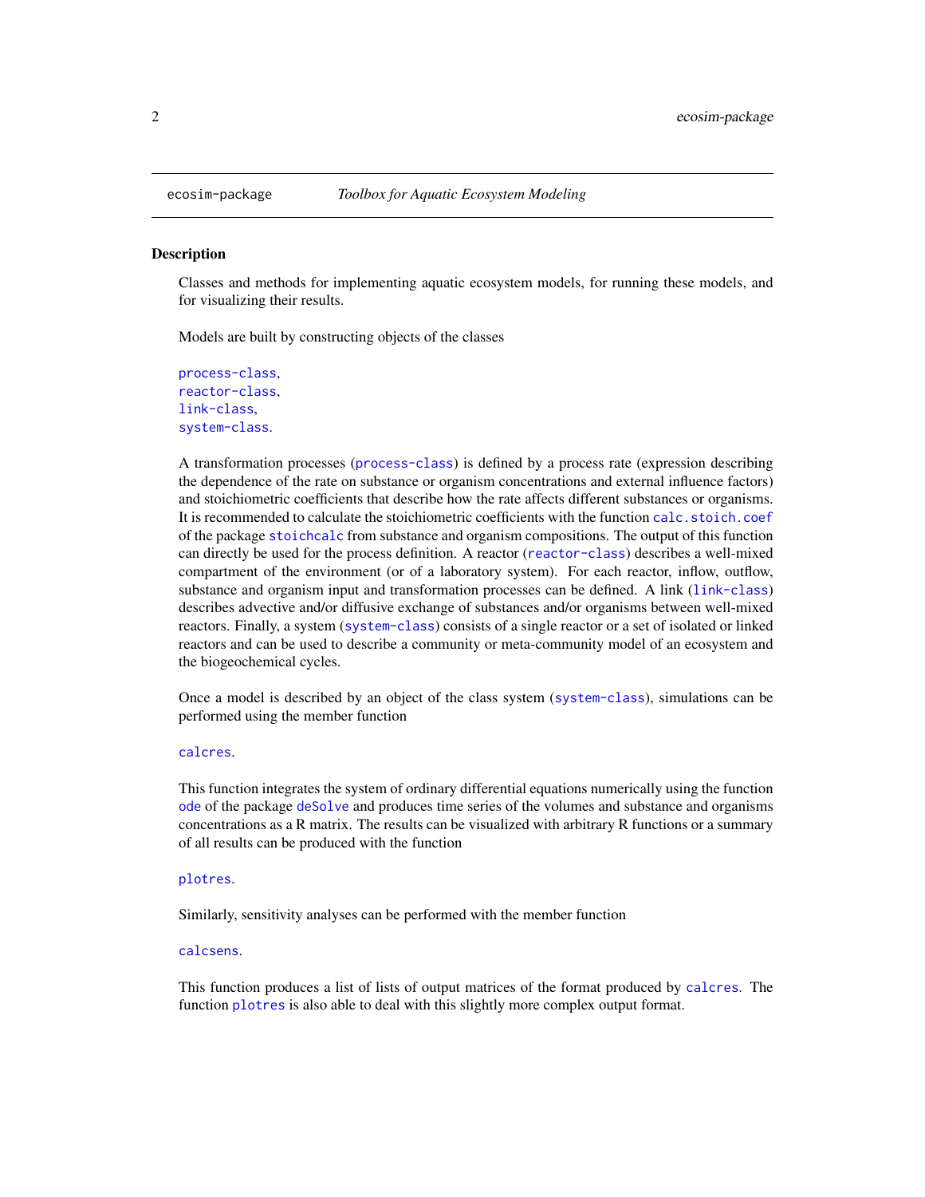ecosim-package *Toolbox for Aquatic Ecosystem Modeling*

## Description

Classes and methods for implementing aquatic ecosystem models, for running these models, and for visualizing their results.

Models are built by constructing objects of the classes

`process-class`,
`reactor-class`,
`link-class`,
`system-class`.

A transformation processes (`process-class`) is defined by a process rate (expression describing the dependence of the rate on substance or organism concentrations and external influence factors) and stoichiometric coefficients that describe how the rate affects different substances or organisms. It is recommended to calculate the stoichiometric coefficients with the function `calc.stoich.coef` of the package `stoichcalc` from substance and organism compositions. The output of this function can directly be used for the process definition. A reactor (`reactor-class`) describes a well-mixed compartment of the environment (or of a laboratory system). For each reactor, inflow, outflow, substance and organism input and transformation processes can be defined. A link (`link-class`) describes advective and/or diffusive exchange of substances and/or organisms between well-mixed reactors. Finally, a system (`system-class`) consists of a single reactor or a set of isolated or linked reactors and can be used to describe a community or meta-community model of an ecosystem and the biogeochemical cycles.

Once a model is described by an object of the class system (`system-class`), simulations can be performed using the member function

`calcres`.

This function integrates the system of ordinary differential equations numerically using the function `ode` of the package `deSolve` and produces time series of the volumes and substance and organisms concentrations as a R matrix. The results can be visualized with arbitrary R functions or a summary of all results can be produced with the function

`plotres`.

Similarly, sensitivity analyses can be performed with the member function

`calcsens`.

This function produces a list of lists of output matrices of the format produced by `calcres`. The function `plotres` is also able to deal with this slightly more complex output format.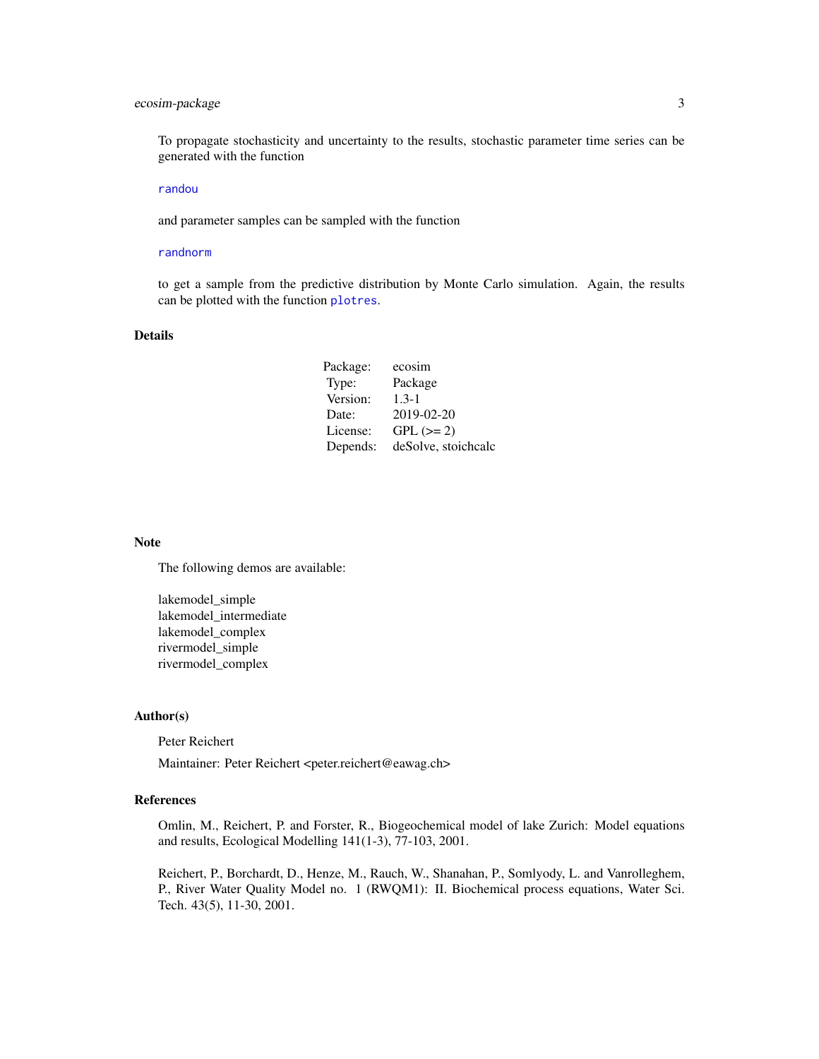To propagate stochasticity and uncertainty to the results, stochastic parameter time series can be generated with the function

`randou`

and parameter samples can be sampled with the function

`randnorm`

to get a sample from the predictive distribution by Monte Carlo simulation. Again, the results can be plotted with the function `plotres`.

## Details

| | |
|---|---|
| Package: | ecosim |
| Type: | Package |
| Version: | 1.3-1 |
| Date: | 2019-02-20 |
| License: | GPL (>= 2) |
| Depends: | deSolve, stoichcalc |

## Note

The following demos are available:

lakemodel_simple
lakemodel_intermediate
lakemodel_complex
rivermodel_simple
rivermodel_complex

## Author(s)

Peter Reichert

Maintainer: Peter Reichert <peter.reichert@eawag.ch>

## References

Omlin, M., Reichert, P. and Forster, R., Biogeochemical model of lake Zurich: Model equations and results, Ecological Modelling 141(1-3), 77-103, 2001.

Reichert, P., Borchardt, D., Henze, M., Rauch, W., Shanahan, P., Somlyody, L. and Vanrolleghem, P., River Water Quality Model no. 1 (RWQM1): II. Biochemical process equations, Water Sci. Tech. 43(5), 11-30, 2001.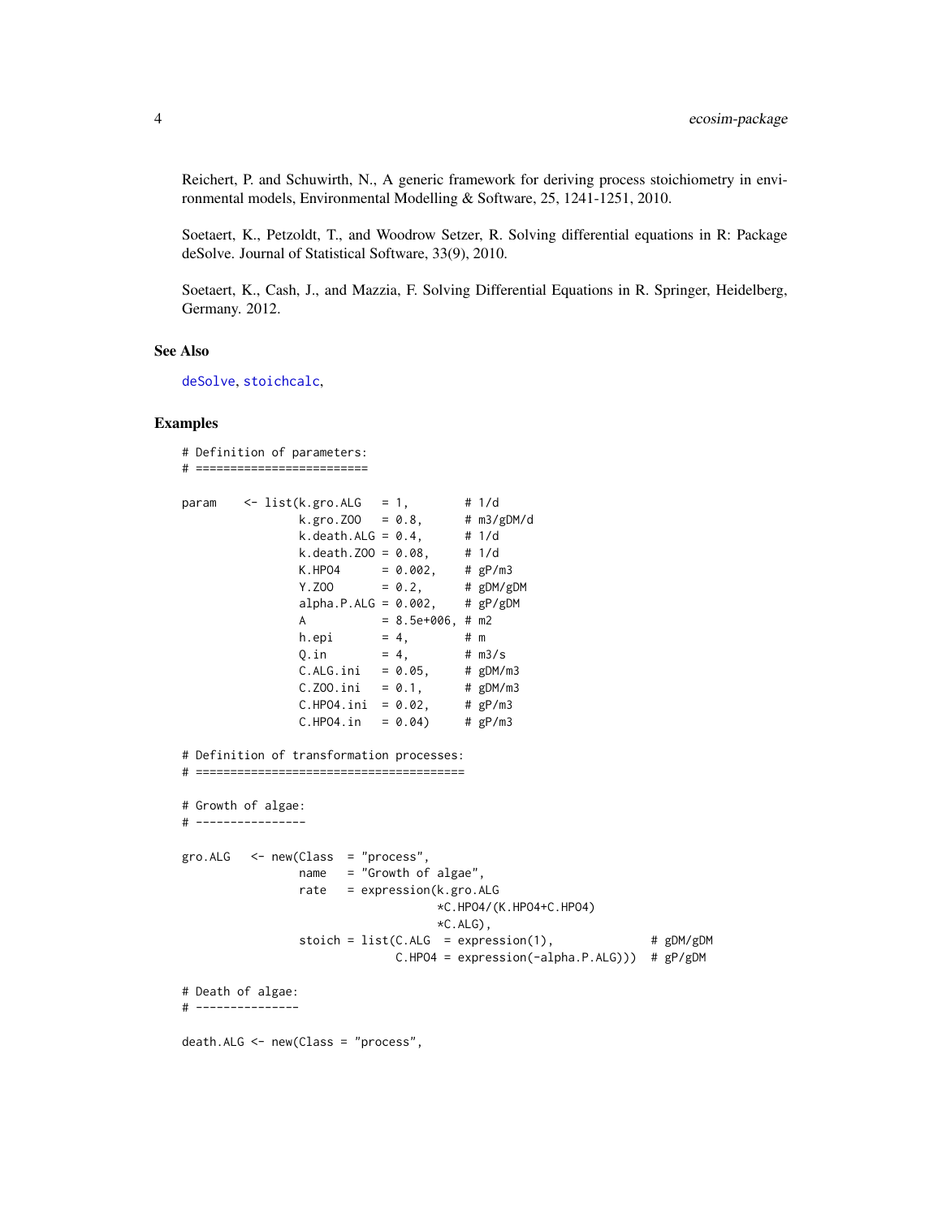Reichert, P. and Schuwirth, N., A generic framework for deriving process stoichiometry in environmental models, Environmental Modelling & Software, 25, 1241-1251, 2010.

Soetaert, K., Petzoldt, T., and Woodrow Setzer, R. Solving differential equations in R: Package deSolve. Journal of Statistical Software, 33(9), 2010.

Soetaert, K., Cash, J., and Mazzia, F. Solving Differential Equations in R. Springer, Heidelberg, Germany. 2012.

## See Also

deSolve, stoichcalc,

## Examples

```
# Definition of parameters:
# =========================

param    <- list(k.gro.ALG   = 1,        # 1/d
                 k.gro.ZOO   = 0.8,      # m3/gDM/d
                 k.death.ALG = 0.4,      # 1/d
                 k.death.ZOO = 0.08,     # 1/d
                 K.HPO4      = 0.002,    # gP/m3
                 Y.ZOO       = 0.2,      # gDM/gDM
                 alpha.P.ALG = 0.002,    # gP/gDM
                 A           = 8.5e+006, # m2
                 h.epi       = 4,        # m
                 Q.in        = 4,        # m3/s
                 C.ALG.ini   = 0.05,     # gDM/m3
                 C.ZOO.ini   = 0.1,      # gDM/m3
                 C.HPO4.ini  = 0.02,     # gP/m3
                 C.HPO4.in   = 0.04)     # gP/m3

# Definition of transformation processes:
# =======================================

# Growth of algae:
# ----------------

gro.ALG   <- new(Class  = "process",
                 name   = "Growth of algae",
                 rate   = expression(k.gro.ALG
                                     *C.HPO4/(K.HPO4+C.HPO4)
                                     *C.ALG),
                 stoich = list(C.ALG  = expression(1),              # gDM/gDM
                               C.HPO4 = expression(-alpha.P.ALG)))  # gP/gDM

# Death of algae:
# ---------------

death.ALG <- new(Class = "process",
```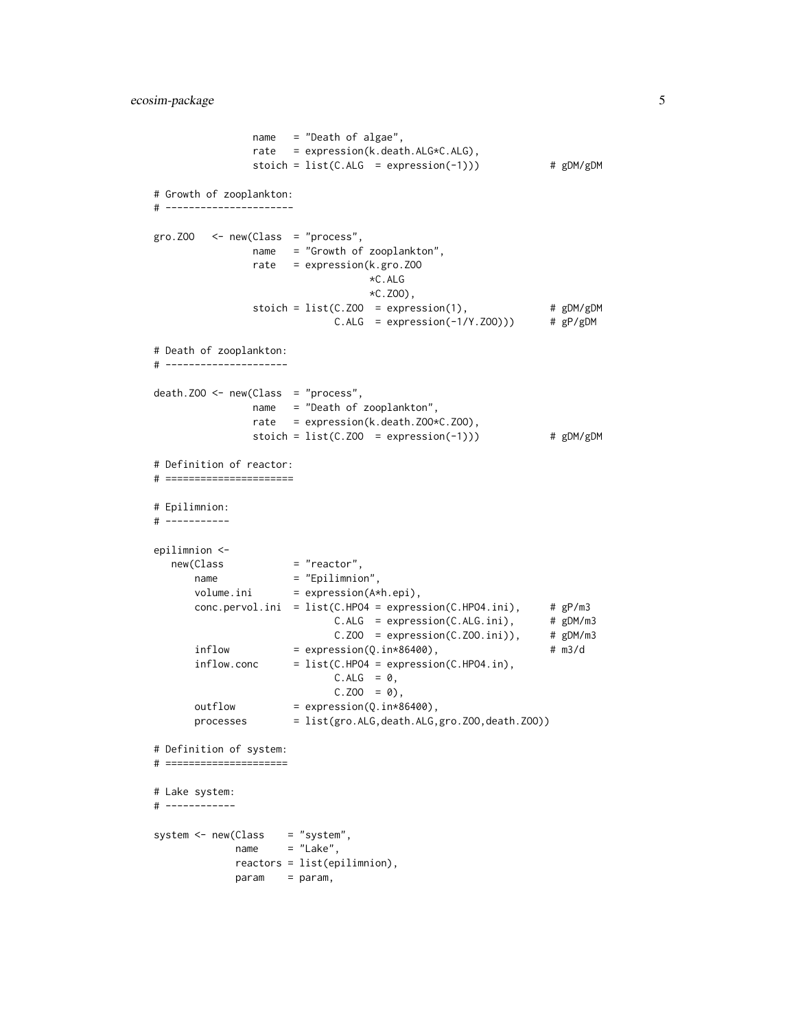```
                 name   = "Death of algae",
                 rate   = expression(k.death.ALG*C.ALG),
                 stoich = list(C.ALG  = expression(-1)))            # gDM/gDM

    # Growth of zooplankton:
    # ----------------------

    gro.ZOO   <- new(Class  = "process",
                 name   = "Growth of zooplankton",
                 rate   = expression(k.gro.ZOO
                                    *C.ALG
                                    *C.ZOO),
                 stoich = list(C.ZOO  = expression(1),              # gDM/gDM
                               C.ALG  = expression(-1/Y.ZOO)))      # gP/gDM

    # Death of zooplankton:
    # ---------------------

    death.ZOO <- new(Class  = "process",
                 name   = "Death of zooplankton",
                 rate   = expression(k.death.ZOO*C.ZOO),
                 stoich = list(C.ZOO  = expression(-1)))            # gDM/gDM

    # Definition of reactor:
    # ======================

    # Epilimnion:
    # -----------

    epilimnion <-
       new(Class            = "reactor",
           name             = "Epilimnion",
           volume.ini       = expression(A*h.epi),
           conc.pervol.ini  = list(C.HPO4 = expression(C.HPO4.ini),     # gP/m3
                                   C.ALG  = expression(C.ALG.ini),      # gDM/m3
                                   C.ZOO  = expression(C.ZOO.ini)),     # gDM/m3
           inflow           = expression(Q.in*86400),                   # m3/d
           inflow.conc      = list(C.HPO4 = expression(C.HPO4.in),
                                   C.ALG  = 0,
                                   C.ZOO  = 0),
           outflow          = expression(Q.in*86400),
           processes        = list(gro.ALG,death.ALG,gro.ZOO,death.ZOO))

    # Definition of system:
    # =====================

    # Lake system:
    # ------------

    system <- new(Class    = "system",
                  name     = "Lake",
                  reactors = list(epilimnion),
                  param    = param,
```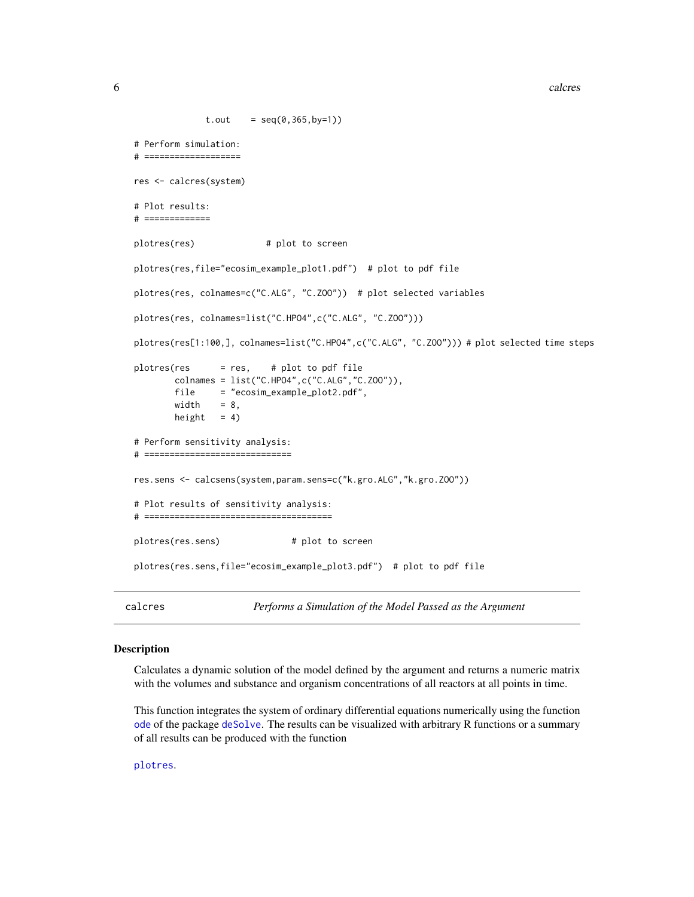```
              t.out    = seq(0,365,by=1))

# Perform simulation:
# ===================

res <- calcres(system)

# Plot results:
# =============

plotres(res)              # plot to screen

plotres(res,file="ecosim_example_plot1.pdf")  # plot to pdf file

plotres(res, colnames=c("C.ALG", "C.ZOO"))  # plot selected variables

plotres(res, colnames=list("C.HPO4",c("C.ALG", "C.ZOO")))

plotres(res[1:100,], colnames=list("C.HPO4",c("C.ALG", "C.ZOO"))) # plot selected time steps

plotres(res      = res,    # plot to pdf file
        colnames = list("C.HPO4",c("C.ALG","C.ZOO")),
        file     = "ecosim_example_plot2.pdf",
        width    = 8,
        height   = 4)

# Perform sensitivity analysis:
# =============================

res.sens <- calcsens(system,param.sens=c("k.gro.ALG","k.gro.ZOO"))

# Plot results of sensitivity analysis:
# =====================================

plotres(res.sens)              # plot to screen

plotres(res.sens,file="ecosim_example_plot3.pdf")  # plot to pdf file
```

## calcres — *Performs a Simulation of the Model Passed as the Argument*

### Description

Calculates a dynamic solution of the model defined by the argument and returns a numeric matrix with the volumes and substance and organism concentrations of all reactors at all points in time.

This function integrates the system of ordinary differential equations numerically using the function `ode` of the package `deSolve`. The results can be visualized with arbitrary R functions or a summary of all results can be produced with the function

`plotres`.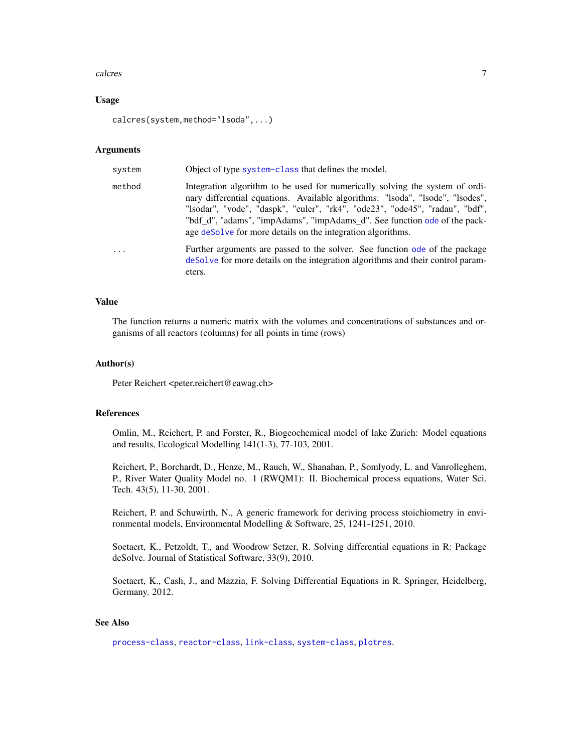### Usage

```
calcres(system,method="lsoda",...)
```

### Arguments

| | |
|---|---|
| system | Object of type system-class that defines the model. |
| method | Integration algorithm to be used for numerically solving the system of ordinary differential equations. Available algorithms: "lsoda", "lsode", "lsodes", "lsodar", "vode", "daspk", "euler", "rk4", "ode23", "ode45", "radau", "bdf", "bdf_d", "adams", "impAdams", "impAdams_d". See function ode of the package deSolve for more details on the integration algorithms. |
| ... | Further arguments are passed to the solver. See function ode of the package deSolve for more details on the integration algorithms and their control parameters. |

### Value

The function returns a numeric matrix with the volumes and concentrations of substances and organisms of all reactors (columns) for all points in time (rows)

### Author(s)

Peter Reichert <peter.reichert@eawag.ch>

### References

Omlin, M., Reichert, P. and Forster, R., Biogeochemical model of lake Zurich: Model equations and results, Ecological Modelling 141(1-3), 77-103, 2001.

Reichert, P., Borchardt, D., Henze, M., Rauch, W., Shanahan, P., Somlyody, L. and Vanrolleghem, P., River Water Quality Model no. 1 (RWQM1): II. Biochemical process equations, Water Sci. Tech. 43(5), 11-30, 2001.

Reichert, P. and Schuwirth, N., A generic framework for deriving process stoichiometry in environmental models, Environmental Modelling & Software, 25, 1241-1251, 2010.

Soetaert, K., Petzoldt, T., and Woodrow Setzer, R. Solving differential equations in R: Package deSolve. Journal of Statistical Software, 33(9), 2010.

Soetaert, K., Cash, J., and Mazzia, F. Solving Differential Equations in R. Springer, Heidelberg, Germany. 2012.

### See Also

process-class, reactor-class, link-class, system-class, plotres.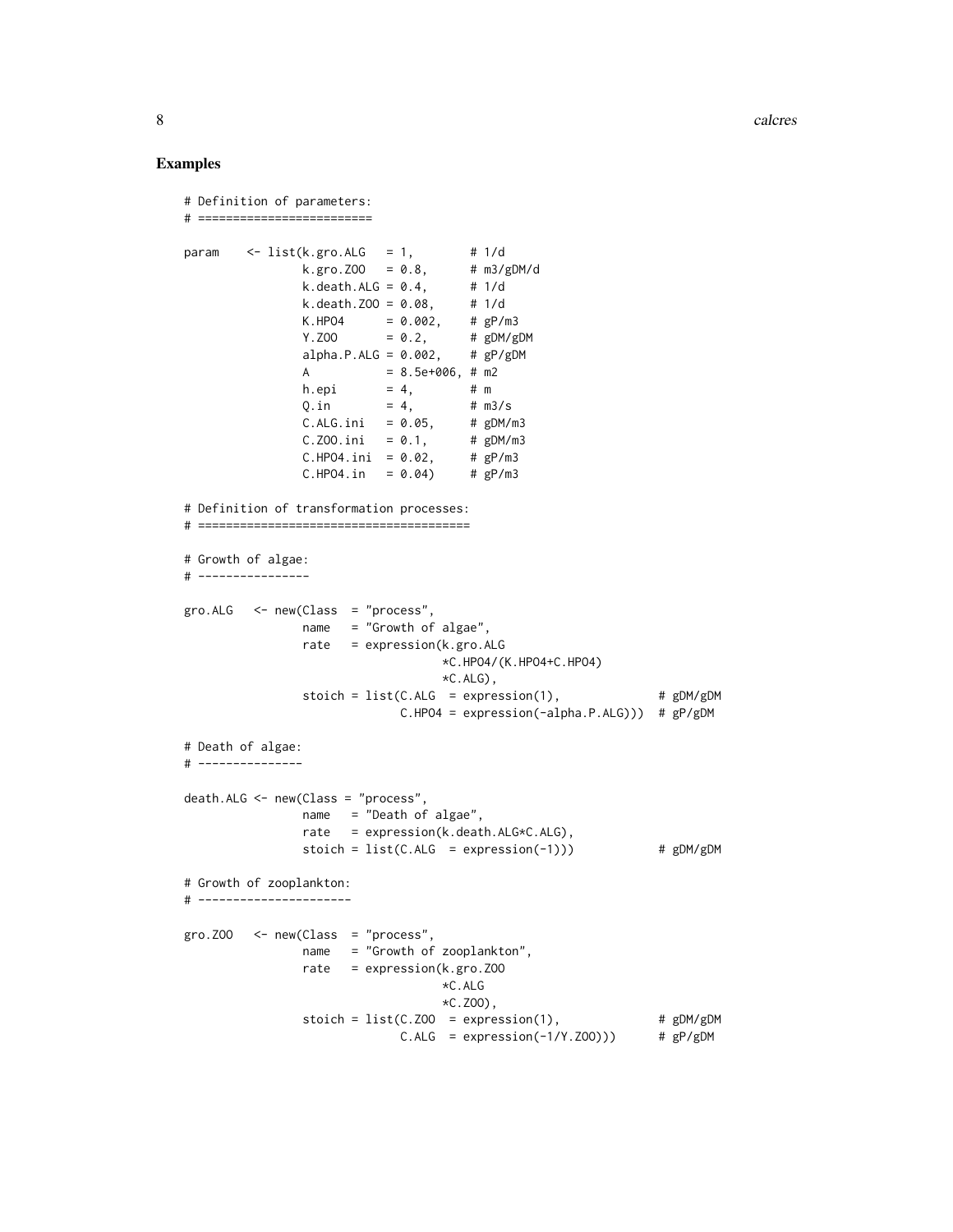## Examples

```
# Definition of parameters:
# =========================

param    <- list(k.gro.ALG   = 1,        # 1/d
                 k.gro.ZOO   = 0.8,      # m3/gDM/d
                 k.death.ALG = 0.4,      # 1/d
                 k.death.ZOO = 0.08,     # 1/d
                 K.HPO4      = 0.002,    # gP/m3
                 Y.ZOO       = 0.2,      # gDM/gDM
                 alpha.P.ALG = 0.002,    # gP/gDM
                 A           = 8.5e+006, # m2
                 h.epi       = 4,        # m
                 Q.in        = 4,        # m3/s
                 C.ALG.ini   = 0.05,     # gDM/m3
                 C.ZOO.ini   = 0.1,      # gDM/m3
                 C.HPO4.ini  = 0.02,     # gP/m3
                 C.HPO4.in   = 0.04)     # gP/m3

# Definition of transformation processes:
# =======================================

# Growth of algae:
# ----------------

gro.ALG   <- new(Class  = "process",
                 name   = "Growth of algae",
                 rate   = expression(k.gro.ALG
                                     *C.HPO4/(K.HPO4+C.HPO4)
                                     *C.ALG),
                 stoich = list(C.ALG  = expression(1),              # gDM/gDM
                               C.HPO4 = expression(-alpha.P.ALG)))  # gP/gDM

# Death of algae:
# ---------------

death.ALG <- new(Class = "process",
                 name   = "Death of algae",
                 rate   = expression(k.death.ALG*C.ALG),
                 stoich = list(C.ALG  = expression(-1)))            # gDM/gDM

# Growth of zooplankton:
# ----------------------

gro.ZOO   <- new(Class  = "process",
                 name   = "Growth of zooplankton",
                 rate   = expression(k.gro.ZOO
                                     *C.ALG
                                     *C.ZOO),
                 stoich = list(C.ZOO  = expression(1),              # gDM/gDM
                               C.ALG  = expression(-1/Y.ZOO)))      # gP/gDM
```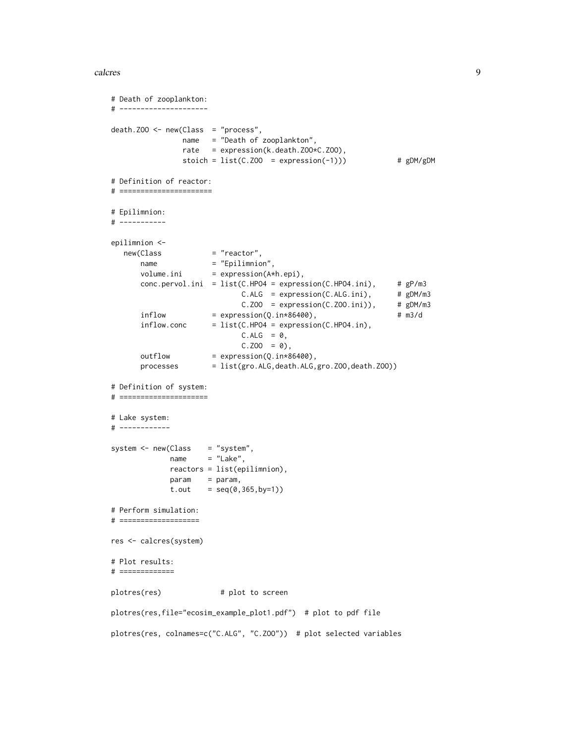```
# Death of zooplankton:
# ---------------------

death.ZOO <- new(Class  = "process",
                 name   = "Death of zooplankton",
                 rate   = expression(k.death.ZOO*C.ZOO),
                 stoich = list(C.ZOO  = expression(-1)))           # gDM/gDM

# Definition of reactor:
# ======================

# Epilimnion:
# -----------

epilimnion <-
   new(Class            = "reactor",
       name             = "Epilimnion",
       volume.ini       = expression(A*h.epi),
       conc.pervol.ini  = list(C.HPO4 = expression(C.HPO4.ini),     # gP/m3
                                C.ALG  = expression(C.ALG.ini),      # gDM/m3
                                C.ZOO  = expression(C.ZOO.ini)),     # gDM/m3
       inflow           = expression(Q.in*86400),                   # m3/d
       inflow.conc      = list(C.HPO4 = expression(C.HPO4.in),
                                C.ALG  = 0,
                                C.ZOO  = 0),
       outflow          = expression(Q.in*86400),
       processes        = list(gro.ALG,death.ALG,gro.ZOO,death.ZOO))

# Definition of system:
# =====================

# Lake system:
# ------------

system <- new(Class    = "system",
              name     = "Lake",
              reactors = list(epilimnion),
              param    = param,
              t.out    = seq(0,365,by=1))

# Perform simulation:
# ===================

res <- calcres(system)

# Plot results:
# =============

plotres(res)              # plot to screen

plotres(res,file="ecosim_example_plot1.pdf")  # plot to pdf file

plotres(res, colnames=c("C.ALG", "C.ZOO"))  # plot selected variables
```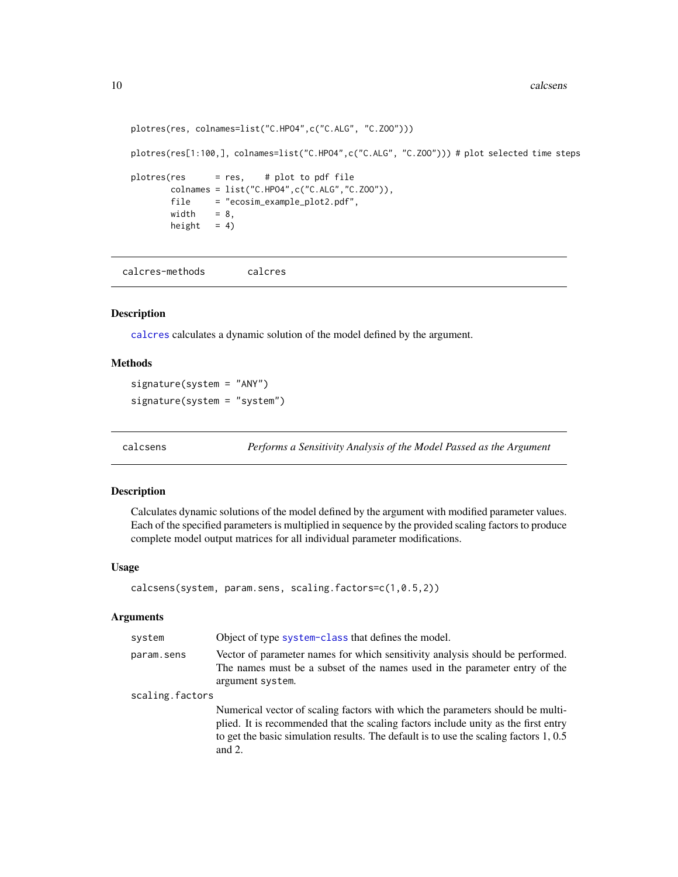```
plotres(res, colnames=list("C.HPO4",c("C.ALG", "C.ZOO")))

plotres(res[1:100,], colnames=list("C.HPO4",c("C.ALG", "C.ZOO"))) # plot selected time steps

plotres(res      = res,    # plot to pdf file
        colnames = list("C.HPO4",c("C.ALG","C.ZOO")),
        file     = "ecosim_example_plot2.pdf",
        width    = 8,
        height   = 4)
```

---

## calcres-methods &nbsp;&nbsp;&nbsp;&nbsp; calcres

### Description

calcres calculates a dynamic solution of the model defined by the argument.

### Methods

signature(system = "ANY")

signature(system = "system")

---

## calcsens &nbsp;&nbsp;&nbsp;&nbsp; *Performs a Sensitivity Analysis of the Model Passed as the Argument*

### Description

Calculates dynamic solutions of the model defined by the argument with modified parameter values. Each of the specified parameters is multiplied in sequence by the provided scaling factors to produce complete model output matrices for all individual parameter modifications.

### Usage

```
calcsens(system, param.sens, scaling.factors=c(1,0.5,2))
```

### Arguments

| | |
|---|---|
| system | Object of type system-class that defines the model. |
| param.sens | Vector of parameter names for which sensitivity analysis should be performed. The names must be a subset of the names used in the parameter entry of the argument system. |
| scaling.factors | Numerical vector of scaling factors with which the parameters should be multiplied. It is recommended that the scaling factors include unity as the first entry to get the basic simulation results. The default is to use the scaling factors 1, 0.5 and 2. |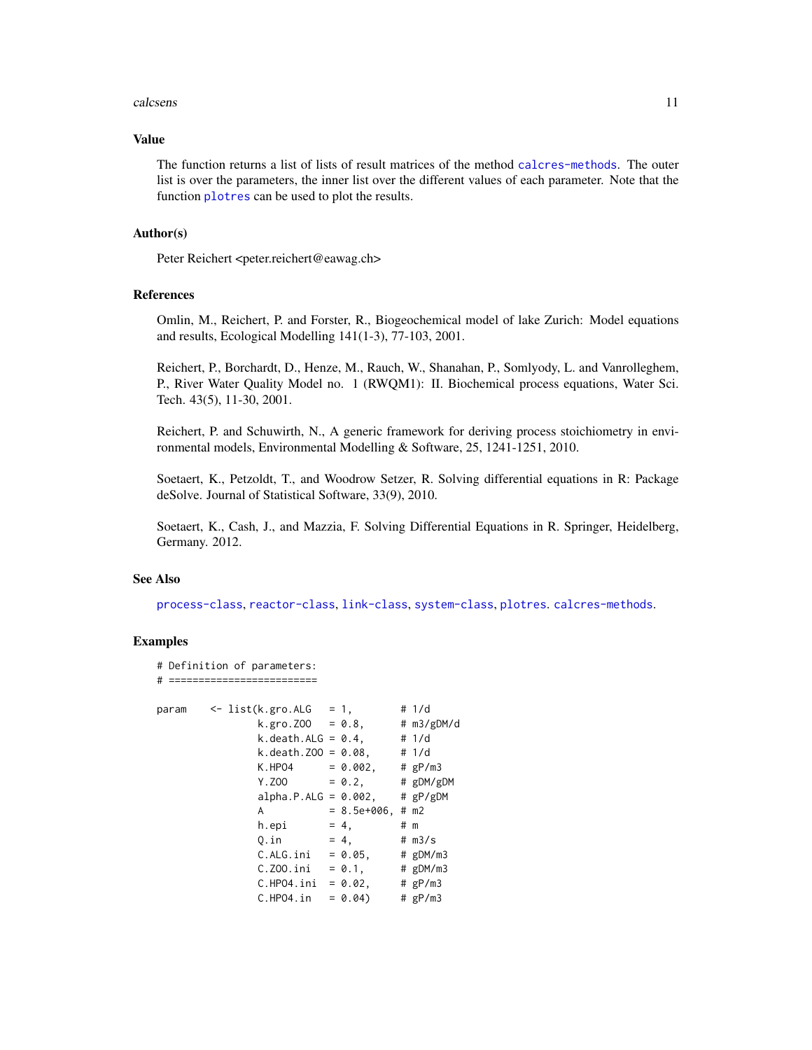## Value

The function returns a list of lists of result matrices of the method calcres-methods. The outer list is over the parameters, the inner list over the different values of each parameter. Note that the function plotres can be used to plot the results.

## Author(s)

Peter Reichert <peter.reichert@eawag.ch>

## References

Omlin, M., Reichert, P. and Forster, R., Biogeochemical model of lake Zurich: Model equations and results, Ecological Modelling 141(1-3), 77-103, 2001.

Reichert, P., Borchardt, D., Henze, M., Rauch, W., Shanahan, P., Somlyody, L. and Vanrolleghem, P., River Water Quality Model no. 1 (RWQM1): II. Biochemical process equations, Water Sci. Tech. 43(5), 11-30, 2001.

Reichert, P. and Schuwirth, N., A generic framework for deriving process stoichiometry in environmental models, Environmental Modelling & Software, 25, 1241-1251, 2010.

Soetaert, K., Petzoldt, T., and Woodrow Setzer, R. Solving differential equations in R: Package deSolve. Journal of Statistical Software, 33(9), 2010.

Soetaert, K., Cash, J., and Mazzia, F. Solving Differential Equations in R. Springer, Heidelberg, Germany. 2012.

## See Also

process-class, reactor-class, link-class, system-class, plotres. calcres-methods.

## Examples

```
# Definition of parameters:
# ========================

param    <- list(k.gro.ALG   = 1,        # 1/d
                 k.gro.ZOO   = 0.8,      # m3/gDM/d
                 k.death.ALG = 0.4,      # 1/d
                 k.death.ZOO = 0.08,     # 1/d
                 K.HPO4      = 0.002,    # gP/m3
                 Y.ZOO       = 0.2,      # gDM/gDM
                 alpha.P.ALG = 0.002,    # gP/gDM
                 A           = 8.5e+006, # m2
                 h.epi       = 4,        # m
                 Q.in        = 4,        # m3/s
                 C.ALG.ini   = 0.05,     # gDM/m3
                 C.ZOO.ini   = 0.1,      # gDM/m3
                 C.HPO4.ini  = 0.02,     # gP/m3
                 C.HPO4.in   = 0.04)     # gP/m3
```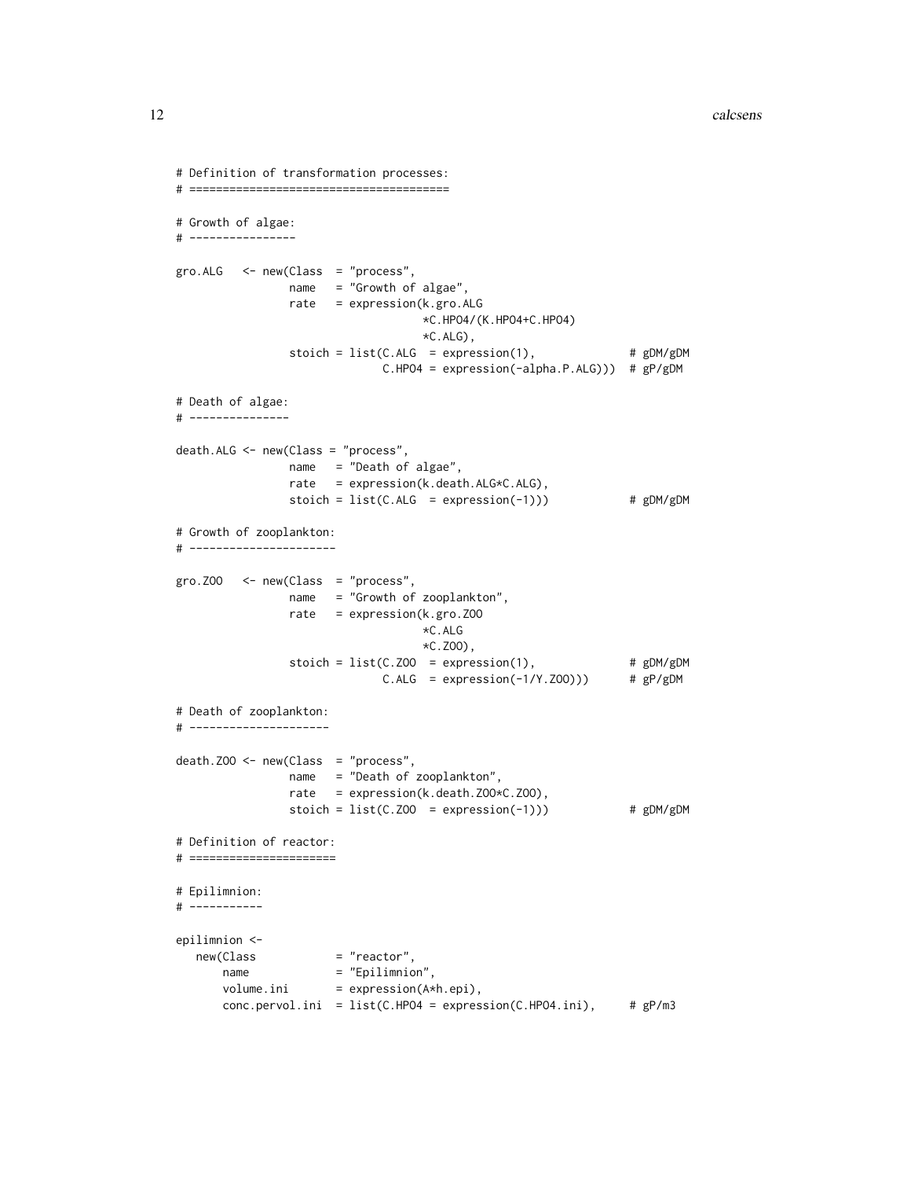```
# Definition of transformation processes:
# ======================================

# Growth of algae:
# ----------------

gro.ALG   <- new(Class  = "process",
                 name   = "Growth of algae",
                 rate   = expression(k.gro.ALG
                                     *C.HPO4/(K.HPO4+C.HPO4)
                                     *C.ALG),
                 stoich = list(C.ALG  = expression(1),              # gDM/gDM
                               C.HPO4 = expression(-alpha.P.ALG)))  # gP/gDM

# Death of algae:
# ---------------

death.ALG <- new(Class = "process",
                 name   = "Death of algae",
                 rate   = expression(k.death.ALG*C.ALG),
                 stoich = list(C.ALG  = expression(-1)))            # gDM/gDM

# Growth of zooplankton:
# ----------------------

gro.ZOO   <- new(Class  = "process",
                 name   = "Growth of zooplankton",
                 rate   = expression(k.gro.ZOO
                                     *C.ALG
                                     *C.ZOO),
                 stoich = list(C.ZOO  = expression(1),              # gDM/gDM
                               C.ALG  = expression(-1/Y.ZOO)))      # gP/gDM

# Death of zooplankton:
# ---------------------

death.ZOO <- new(Class  = "process",
                 name   = "Death of zooplankton",
                 rate   = expression(k.death.ZOO*C.ZOO),
                 stoich = list(C.ZOO  = expression(-1)))            # gDM/gDM

# Definition of reactor:
# ======================

# Epilimnion:
# -----------

epilimnion <-
   new(Class            = "reactor",
       name             = "Epilimnion",
       volume.ini       = expression(A*h.epi),
       conc.pervol.ini  = list(C.HPO4 = expression(C.HPO4.ini),     # gP/m3
```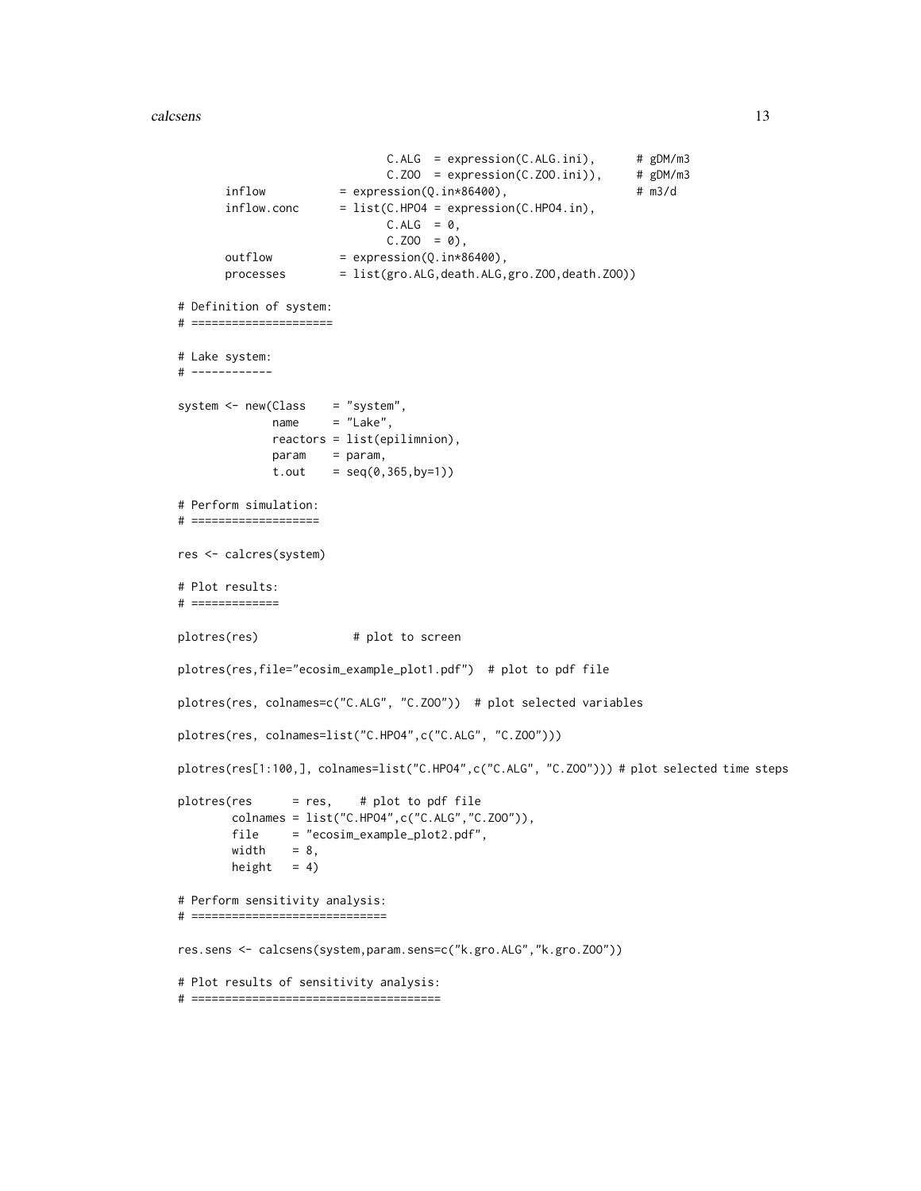```
                              C.ALG  = expression(C.ALG.ini),      # gDM/m3
                              C.ZOO  = expression(C.ZOO.ini)),     # gDM/m3
       inflow           = expression(Q.in*86400),                 # m3/d
       inflow.conc      = list(C.HPO4 = expression(C.HPO4.in),
                              C.ALG  = 0,
                              C.ZOO  = 0),
       outflow          = expression(Q.in*86400),
       processes        = list(gro.ALG,death.ALG,gro.ZOO,death.ZOO))

# Definition of system:
# =====================

# Lake system:
# ------------

system <- new(Class    = "system",
              name     = "Lake",
              reactors = list(epilimnion),
              param    = param,
              t.out    = seq(0,365,by=1))

# Perform simulation:
# ===================

res <- calcres(system)

# Plot results:
# =============

plotres(res)             # plot to screen

plotres(res,file="ecosim_example_plot1.pdf")  # plot to pdf file

plotres(res, colnames=c("C.ALG", "C.ZOO"))  # plot selected variables

plotres(res, colnames=list("C.HPO4",c("C.ALG", "C.ZOO")))

plotres(res[1:100,], colnames=list("C.HPO4",c("C.ALG", "C.ZOO"))) # plot selected time steps

plotres(res      = res,    # plot to pdf file
        colnames = list("C.HPO4",c("C.ALG","C.ZOO")),
        file     = "ecosim_example_plot2.pdf",
        width    = 8,
        height   = 4)

# Perform sensitivity analysis:
# =============================

res.sens <- calcsens(system,param.sens=c("k.gro.ALG","k.gro.ZOO"))

# Plot results of sensitivity analysis:
# =====================================
```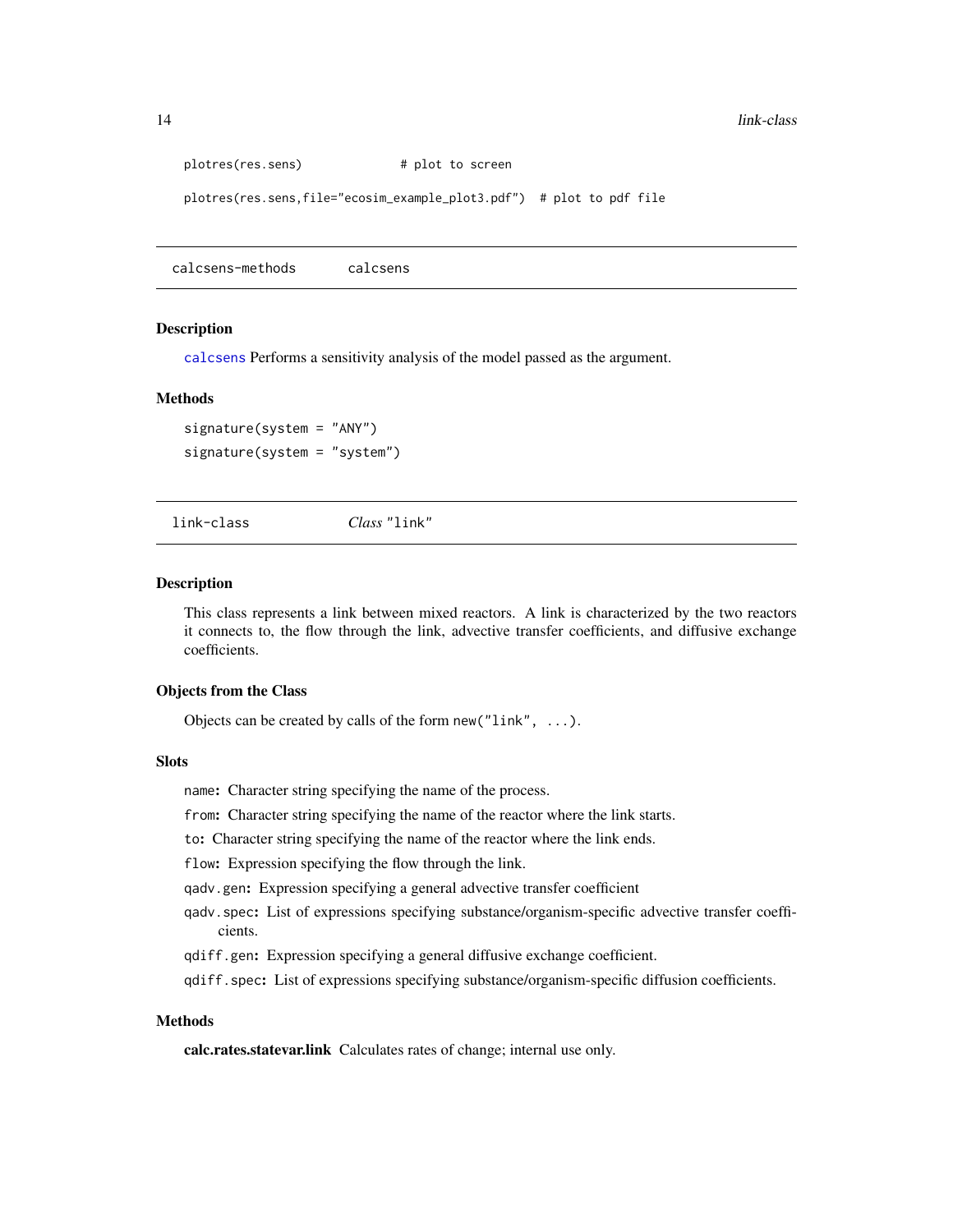```
plotres(res.sens)             # plot to screen

plotres(res.sens,file="ecosim_example_plot3.pdf")  # plot to pdf file
```

---

## calcsens-methods — calcsens

### Description

calcsens Performs a sensitivity analysis of the model passed as the argument.

### Methods

`signature(system = "ANY")`

`signature(system = "system")`

---

## link-class — *Class* "link"

### Description

This class represents a link between mixed reactors. A link is characterized by the two reactors it connects to, the flow through the link, advective transfer coefficients, and diffusive exchange coefficients.

### Objects from the Class

Objects can be created by calls of the form `new("link", ...)`.

### Slots

- `name`: Character string specifying the name of the process.
- `from`: Character string specifying the name of the reactor where the link starts.
- `to`: Character string specifying the name of the reactor where the link ends.
- `flow`: Expression specifying the flow through the link.
- `qadv.gen`: Expression specifying a general advective transfer coefficient
- `qadv.spec`: List of expressions specifying substance/organism-specific advective transfer coefficients.
- `qdiff.gen`: Expression specifying a general diffusive exchange coefficient.
- `qdiff.spec`: List of expressions specifying substance/organism-specific diffusion coefficients.

### Methods

**calc.rates.statevar.link** Calculates rates of change; internal use only.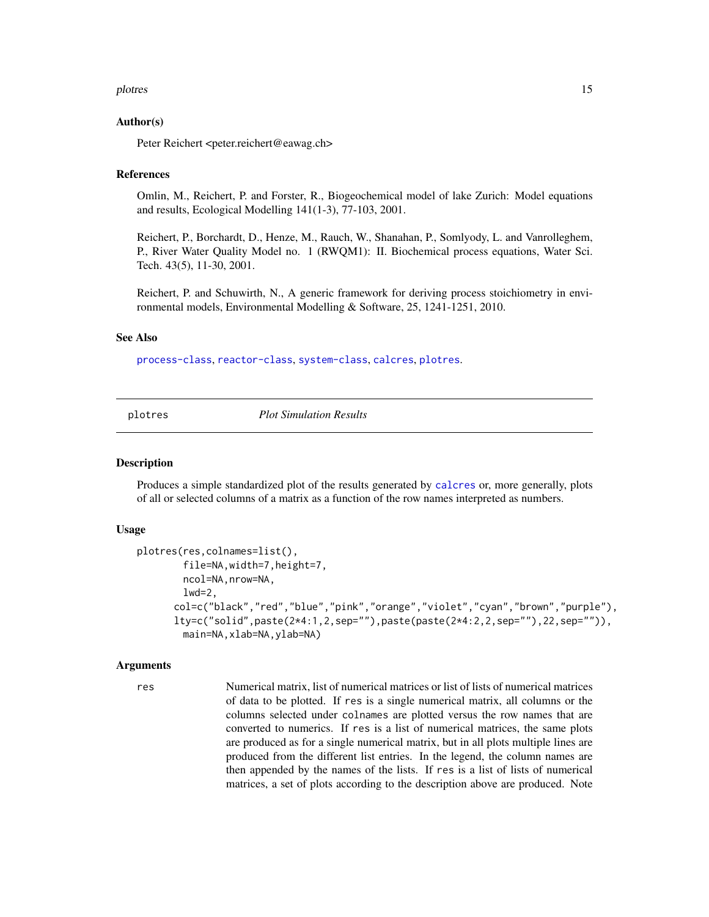### Author(s)

Peter Reichert <peter.reichert@eawag.ch>

### References

Omlin, M., Reichert, P. and Forster, R., Biogeochemical model of lake Zurich: Model equations and results, Ecological Modelling 141(1-3), 77-103, 2001.

Reichert, P., Borchardt, D., Henze, M., Rauch, W., Shanahan, P., Somlyody, L. and Vanrolleghem, P., River Water Quality Model no. 1 (RWQM1): II. Biochemical process equations, Water Sci. Tech. 43(5), 11-30, 2001.

Reichert, P. and Schuwirth, N., A generic framework for deriving process stoichiometry in environmental models, Environmental Modelling & Software, 25, 1241-1251, 2010.

### See Also

process-class, reactor-class, system-class, calcres, plotres.

---

## plotres *Plot Simulation Results*

---

### Description

Produces a simple standardized plot of the results generated by calcres or, more generally, plots of all or selected columns of a matrix as a function of the row names interpreted as numbers.

### Usage

```
plotres(res,colnames=list(),
        file=NA,width=7,height=7,
        ncol=NA,nrow=NA,
        lwd=2,
      col=c("black","red","blue","pink","orange","violet","cyan","brown","purple"),
      lty=c("solid",paste(2*4:1,2,sep=""),paste(paste(2*4:2,2,sep=""),22,sep="")),
        main=NA,xlab=NA,ylab=NA)
```

### Arguments

`res` Numerical matrix, list of numerical matrices or list of lists of numerical matrices of data to be plotted. If `res` is a single numerical matrix, all columns or the columns selected under `colnames` are plotted versus the row names that are converted to numerics. If `res` is a list of numerical matrices, the same plots are produced as for a single numerical matrix, but in all plots multiple lines are produced from the different list entries. In the legend, the column names are then appended by the names of the lists. If `res` is a list of lists of numerical matrices, a set of plots according to the description above are produced. Note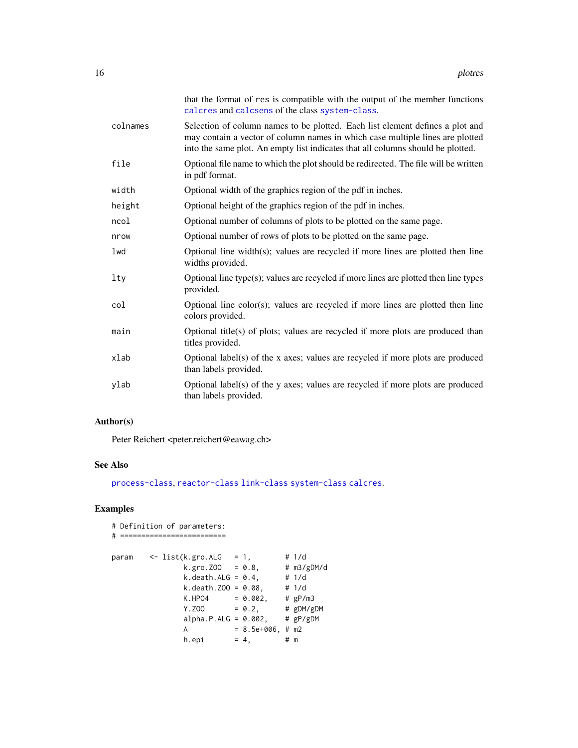that the format of res is compatible with the output of the member functions calcres and calcsens of the class system-class.

| | |
|---|---|
| colnames | Selection of column names to be plotted. Each list element defines a plot and may contain a vector of column names in which case multiple lines are plotted into the same plot. An empty list indicates that all columns should be plotted. |
| file | Optional file name to which the plot should be redirected. The file will be written in pdf format. |
| width | Optional width of the graphics region of the pdf in inches. |
| height | Optional height of the graphics region of the pdf in inches. |
| ncol | Optional number of columns of plots to be plotted on the same page. |
| nrow | Optional number of rows of plots to be plotted on the same page. |
| lwd | Optional line width(s); values are recycled if more lines are plotted then line widths provided. |
| lty | Optional line type(s); values are recycled if more lines are plotted then line types provided. |
| col | Optional line color(s); values are recycled if more lines are plotted then line colors provided. |
| main | Optional title(s) of plots; values are recycled if more plots are produced than titles provided. |
| xlab | Optional label(s) of the x axes; values are recycled if more plots are produced than labels provided. |
| ylab | Optional label(s) of the y axes; values are recycled if more plots are produced than labels provided. |

## Author(s)

Peter Reichert <peter.reichert@eawag.ch>

## See Also

process-class, reactor-class link-class system-class calcres.

## Examples

```
# Definition of parameters:
# =========================

param    <- list(k.gro.ALG   = 1,        # 1/d
                 k.gro.ZOO   = 0.8,      # m3/gDM/d
                 k.death.ALG = 0.4,      # 1/d
                 k.death.ZOO = 0.08,     # 1/d
                 K.HPO4      = 0.002,    # gP/m3
                 Y.ZOO       = 0.2,      # gDM/gDM
                 alpha.P.ALG = 0.002,    # gP/gDM
                 A           = 8.5e+006, # m2
                 h.epi       = 4,        # m
```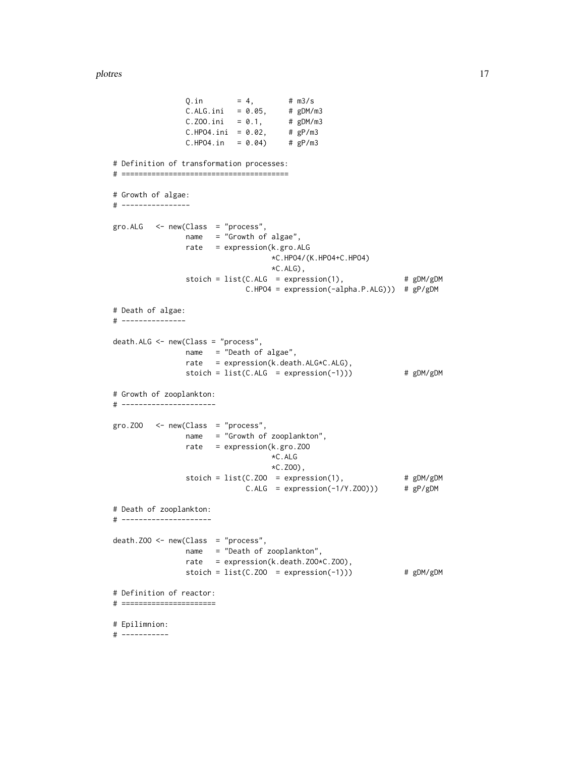```
                Q.in        = 4,        # m3/s
                C.ALG.ini   = 0.05,     # gDM/m3
                C.ZOO.ini   = 0.1,      # gDM/m3
                C.HPO4.ini  = 0.02,     # gP/m3
                C.HPO4.in   = 0.04)     # gP/m3

# Definition of transformation processes:
# =======================================

# Growth of algae:
# ----------------

gro.ALG   <- new(Class  = "process",
                name   = "Growth of algae",
                rate   = expression(k.gro.ALG
                                    *C.HPO4/(K.HPO4+C.HPO4)
                                    *C.ALG),
                stoich = list(C.ALG  = expression(1),             # gDM/gDM
                              C.HPO4 = expression(-alpha.P.ALG)))  # gP/gDM

# Death of algae:
# ---------------

death.ALG <- new(Class = "process",
                name   = "Death of algae",
                rate   = expression(k.death.ALG*C.ALG),
                stoich = list(C.ALG  = expression(-1)))           # gDM/gDM

# Growth of zooplankton:
# ----------------------

gro.ZOO   <- new(Class  = "process",
                name   = "Growth of zooplankton",
                rate   = expression(k.gro.ZOO
                                    *C.ALG
                                    *C.ZOO),
                stoich = list(C.ZOO  = expression(1),             # gDM/gDM
                              C.ALG  = expression(-1/Y.ZOO)))      # gP/gDM

# Death of zooplankton:
# ---------------------

death.ZOO <- new(Class  = "process",
                name   = "Death of zooplankton",
                rate   = expression(k.death.ZOO*C.ZOO),
                stoich = list(C.ZOO  = expression(-1)))           # gDM/gDM

# Definition of reactor:
# ======================

# Epilimnion:
# -----------
```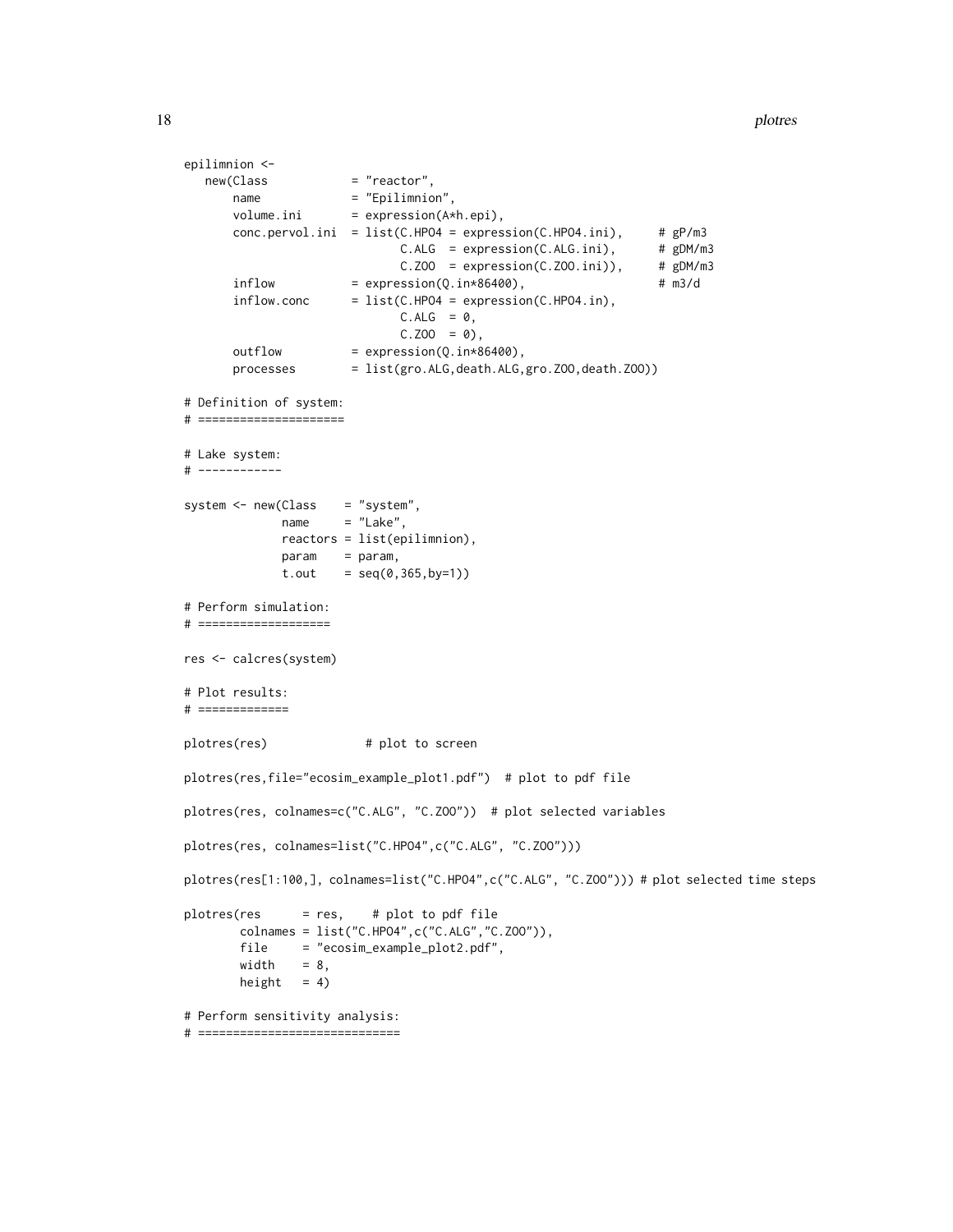```
epilimnion <-
   new(Class            = "reactor",
       name             = "Epilimnion",
       volume.ini       = expression(A*h.epi),
       conc.pervol.ini  = list(C.HPO4 = expression(C.HPO4.ini),     # gP/m3
                                C.ALG  = expression(C.ALG.ini),      # gDM/m3
                                C.ZOO  = expression(C.ZOO.ini)),     # gDM/m3
       inflow           = expression(Q.in*86400),                   # m3/d
       inflow.conc      = list(C.HPO4 = expression(C.HPO4.in),
                                C.ALG  = 0,
                                C.ZOO  = 0),
       outflow          = expression(Q.in*86400),
       processes        = list(gro.ALG,death.ALG,gro.ZOO,death.ZOO))

# Definition of system:
# =====================

# Lake system:
# ------------

system <- new(Class    = "system",
              name     = "Lake",
              reactors = list(epilimnion),
              param    = param,
              t.out    = seq(0,365,by=1))

# Perform simulation:
# ===================

res <- calcres(system)

# Plot results:
# =============

plotres(res)              # plot to screen

plotres(res,file="ecosim_example_plot1.pdf")  # plot to pdf file

plotres(res, colnames=c("C.ALG", "C.ZOO"))  # plot selected variables

plotres(res, colnames=list("C.HPO4",c("C.ALG", "C.ZOO")))

plotres(res[1:100,], colnames=list("C.HPO4",c("C.ALG", "C.ZOO"))) # plot selected time steps

plotres(res      = res,    # plot to pdf file
        colnames = list("C.HPO4",c("C.ALG","C.ZOO")),
        file     = "ecosim_example_plot2.pdf",
        width    = 8,
        height   = 4)

# Perform sensitivity analysis:
# =============================
```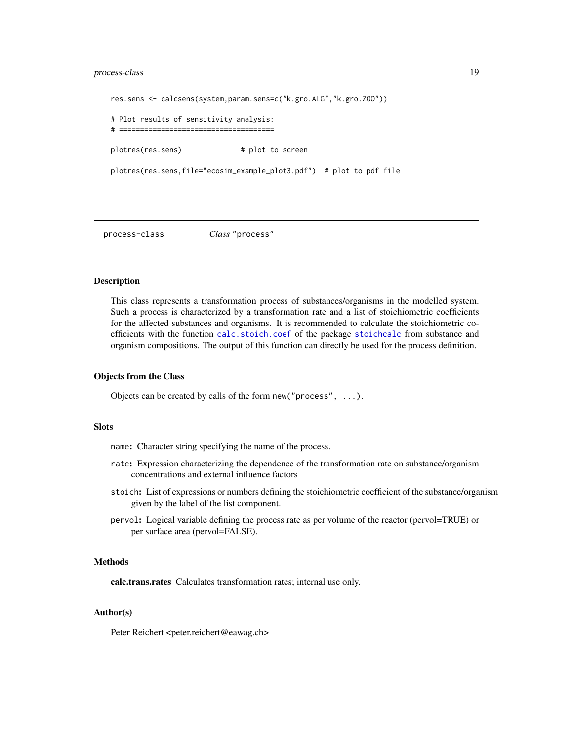```
res.sens <- calcsens(system,param.sens=c("k.gro.ALG","k.gro.ZOO"))

# Plot results of sensitivity analysis:
# =====================================

plotres(res.sens)              # plot to screen

plotres(res.sens,file="ecosim_example_plot3.pdf")  # plot to pdf file
```

---

## process-class *Class* "process"

### Description

This class represents a transformation process of substances/organisms in the modelled system. Such a process is characterized by a transformation rate and a list of stoichiometric coefficients for the affected substances and organisms. It is recommended to calculate the stoichiometric coefficients with the function `calc.stoich.coef` of the package `stoichcalc` from substance and organism compositions. The output of this function can directly be used for the process definition.

### Objects from the Class

Objects can be created by calls of the form `new("process", ...)`.

### Slots

`name`: Character string specifying the name of the process.

`rate`: Expression characterizing the dependence of the transformation rate on substance/organism concentrations and external influence factors

`stoich`: List of expressions or numbers defining the stoichiometric coefficient of the substance/organism given by the label of the list component.

`pervol`: Logical variable defining the process rate as per volume of the reactor (pervol=TRUE) or per surface area (pervol=FALSE).

### Methods

**calc.trans.rates** Calculates transformation rates; internal use only.

### Author(s)

Peter Reichert <peter.reichert@eawag.ch>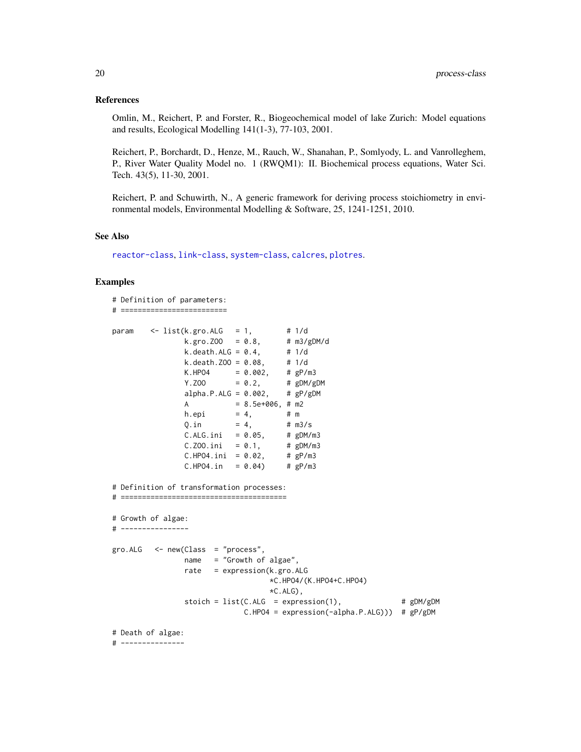### References

Omlin, M., Reichert, P. and Forster, R., Biogeochemical model of lake Zurich: Model equations and results, Ecological Modelling 141(1-3), 77-103, 2001.

Reichert, P., Borchardt, D., Henze, M., Rauch, W., Shanahan, P., Somlyody, L. and Vanrolleghem, P., River Water Quality Model no. 1 (RWQM1): II. Biochemical process equations, Water Sci. Tech. 43(5), 11-30, 2001.

Reichert, P. and Schuwirth, N., A generic framework for deriving process stoichiometry in environmental models, Environmental Modelling & Software, 25, 1241-1251, 2010.

### See Also

reactor-class, link-class, system-class, calcres, plotres.

### Examples

```
# Definition of parameters:
# =========================

param    <- list(k.gro.ALG   = 1,        # 1/d
                 k.gro.ZOO   = 0.8,      # m3/gDM/d
                 k.death.ALG = 0.4,      # 1/d
                 k.death.ZOO = 0.08,     # 1/d
                 K.HPO4      = 0.002,    # gP/m3
                 Y.ZOO       = 0.2,      # gDM/gDM
                 alpha.P.ALG = 0.002,    # gP/gDM
                 A           = 8.5e+006, # m2
                 h.epi       = 4,        # m
                 Q.in        = 4,        # m3/s
                 C.ALG.ini   = 0.05,     # gDM/m3
                 C.ZOO.ini   = 0.1,      # gDM/m3
                 C.HPO4.ini  = 0.02,     # gP/m3
                 C.HPO4.in   = 0.04)     # gP/m3

# Definition of transformation processes:
# =======================================

# Growth of algae:
# ----------------

gro.ALG   <- new(Class  = "process",
                 name   = "Growth of algae",
                 rate   = expression(k.gro.ALG
                                     *C.HPO4/(K.HPO4+C.HPO4)
                                     *C.ALG),
                 stoich = list(C.ALG  = expression(1),              # gDM/gDM
                               C.HPO4 = expression(-alpha.P.ALG)))  # gP/gDM

# Death of algae:
# ---------------
```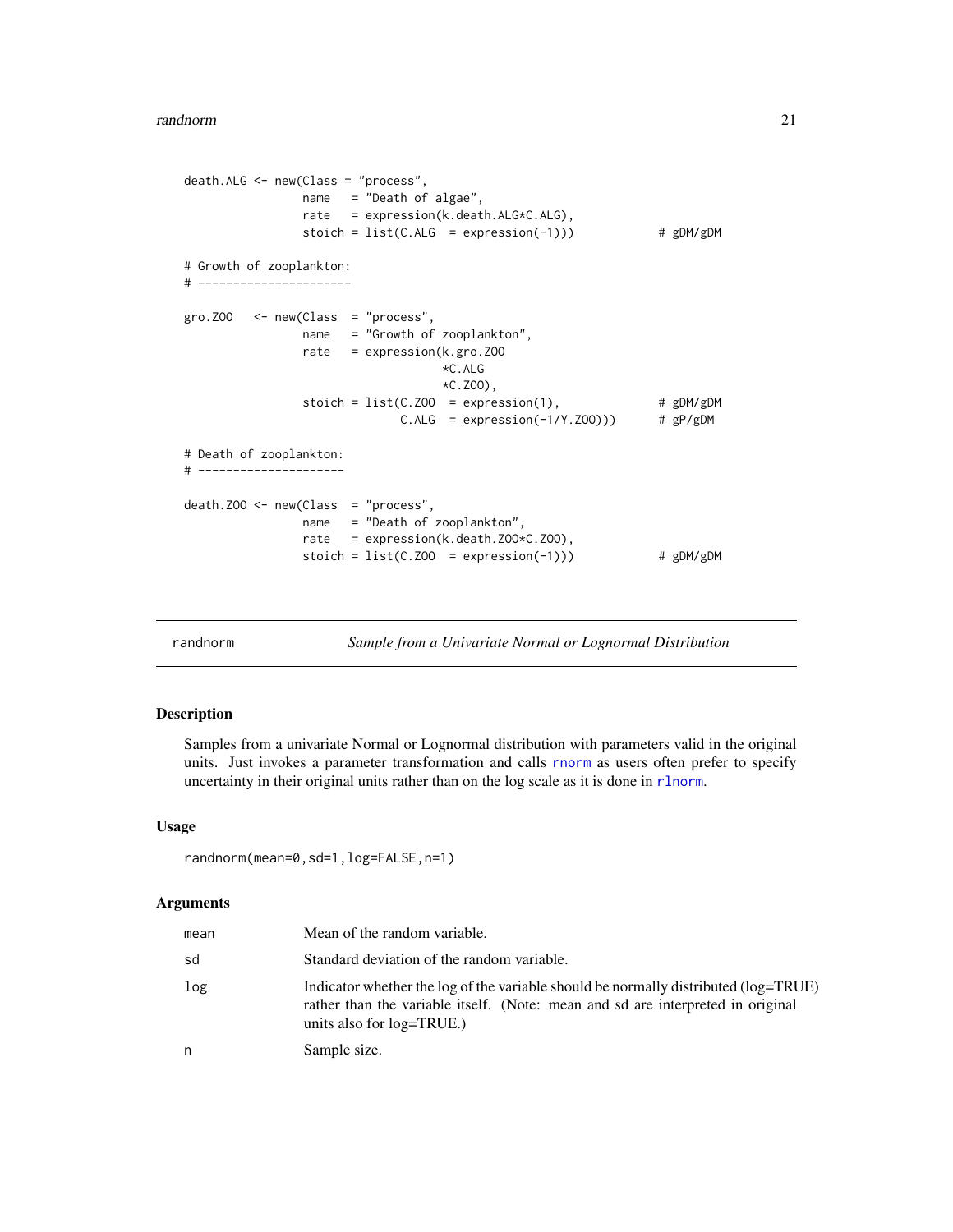```
death.ALG <- new(Class = "process",
                 name   = "Death of algae",
                 rate   = expression(k.death.ALG*C.ALG),
                 stoich = list(C.ALG  = expression(-1)))           # gDM/gDM

# Growth of zooplankton:
# ----------------------

gro.ZOO   <- new(Class  = "process",
                 name   = "Growth of zooplankton",
                 rate   = expression(k.gro.ZOO
                                     *C.ALG
                                     *C.ZOO),
                 stoich = list(C.ZOO  = expression(1),             # gDM/gDM
                               C.ALG  = expression(-1/Y.ZOO)))     # gP/gDM

# Death of zooplankton:
# ---------------------

death.ZOO <- new(Class  = "process",
                 name   = "Death of zooplankton",
                 rate   = expression(k.death.ZOO*C.ZOO),
                 stoich = list(C.ZOO  = expression(-1)))           # gDM/gDM
```

---

randnorm *Sample from a Univariate Normal or Lognormal Distribution*

---

## Description

Samples from a univariate Normal or Lognormal distribution with parameters valid in the original units. Just invokes a parameter transformation and calls rnorm as users often prefer to specify uncertainty in their original units rather than on the log scale as it is done in rlnorm.

## Usage

```
randnorm(mean=0,sd=1,log=FALSE,n=1)
```

## Arguments

| | |
|---|---|
| mean | Mean of the random variable. |
| sd | Standard deviation of the random variable. |
| log | Indicator whether the log of the variable should be normally distributed (log=TRUE) rather than the variable itself. (Note: mean and sd are interpreted in original units also for log=TRUE.) |
| n | Sample size. |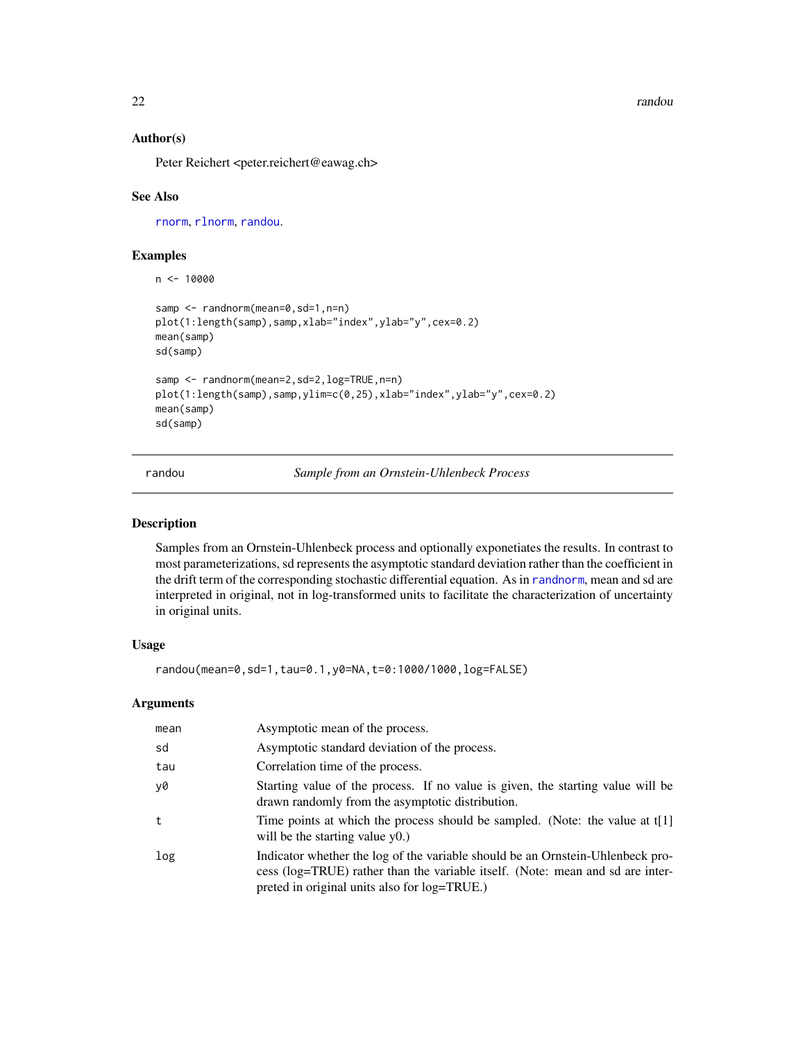### Author(s)

Peter Reichert <peter.reichert@eawag.ch>

### See Also

rnorm, rlnorm, randou.

### Examples

```
n <- 10000

samp <- randnorm(mean=0,sd=1,n=n)
plot(1:length(samp),samp,xlab="index",ylab="y",cex=0.2)
mean(samp)
sd(samp)

samp <- randnorm(mean=2,sd=2,log=TRUE,n=n)
plot(1:length(samp),samp,ylim=c(0,25),xlab="index",ylab="y",cex=0.2)
mean(samp)
sd(samp)
```

---

## randou — *Sample from an Ornstein-Uhlenbeck Process*

### Description

Samples from an Ornstein-Uhlenbeck process and optionally exponetiates the results. In contrast to most parameterizations, sd represents the asymptotic standard deviation rather than the coefficient in the drift term of the corresponding stochastic differential equation. As in randnorm, mean and sd are interpreted in original, not in log-transformed units to facilitate the characterization of uncertainty in original units.

### Usage

```
randou(mean=0,sd=1,tau=0.1,y0=NA,t=0:1000/1000,log=FALSE)
```

### Arguments

| | |
|---|---|
| mean | Asymptotic mean of the process. |
| sd | Asymptotic standard deviation of the process. |
| tau | Correlation time of the process. |
| y0 | Starting value of the process. If no value is given, the starting value will be drawn randomly from the asymptotic distribution. |
| t | Time points at which the process should be sampled. (Note: the value at t[1] will be the starting value y0.) |
| log | Indicator whether the log of the variable should be an Ornstein-Uhlenbeck process (log=TRUE) rather than the variable itself. (Note: mean and sd are interpreted in original units also for log=TRUE.) |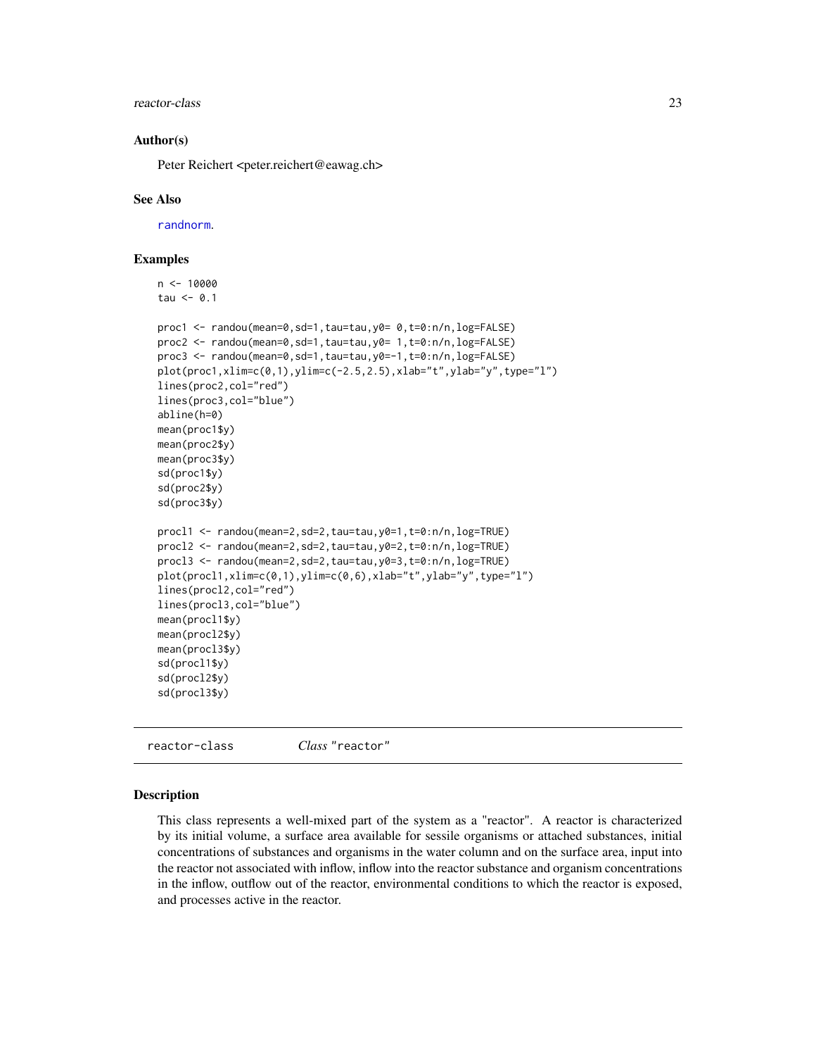## Author(s)

Peter Reichert <peter.reichert@eawag.ch>

## See Also

randnorm.

## Examples

```
n <- 10000
tau <- 0.1

proc1 <- randou(mean=0,sd=1,tau=tau,y0= 0,t=0:n/n,log=FALSE)
proc2 <- randou(mean=0,sd=1,tau=tau,y0= 1,t=0:n/n,log=FALSE)
proc3 <- randou(mean=0,sd=1,tau=tau,y0=-1,t=0:n/n,log=FALSE)
plot(proc1,xlim=c(0,1),ylim=c(-2.5,2.5),xlab="t",ylab="y",type="l")
lines(proc2,col="red")
lines(proc3,col="blue")
abline(h=0)
mean(proc1$y)
mean(proc2$y)
mean(proc3$y)
sd(proc1$y)
sd(proc2$y)
sd(proc3$y)

procl1 <- randou(mean=2,sd=2,tau=tau,y0=1,t=0:n/n,log=TRUE)
procl2 <- randou(mean=2,sd=2,tau=tau,y0=2,t=0:n/n,log=TRUE)
procl3 <- randou(mean=2,sd=2,tau=tau,y0=3,t=0:n/n,log=TRUE)
plot(procl1,xlim=c(0,1),ylim=c(0,6),xlab="t",ylab="y",type="l")
lines(procl2,col="red")
lines(procl3,col="blue")
mean(procl1$y)
mean(procl2$y)
mean(procl3$y)
sd(procl1$y)
sd(procl2$y)
sd(procl3$y)
```

---

# reactor-class    *Class* "reactor"

## Description

This class represents a well-mixed part of the system as a "reactor". A reactor is characterized by its initial volume, a surface area available for sessile organisms or attached substances, initial concentrations of substances and organisms in the water column and on the surface area, input into the reactor not associated with inflow, inflow into the reactor substance and organism concentrations in the inflow, outflow out of the reactor, environmental conditions to which the reactor is exposed, and processes active in the reactor.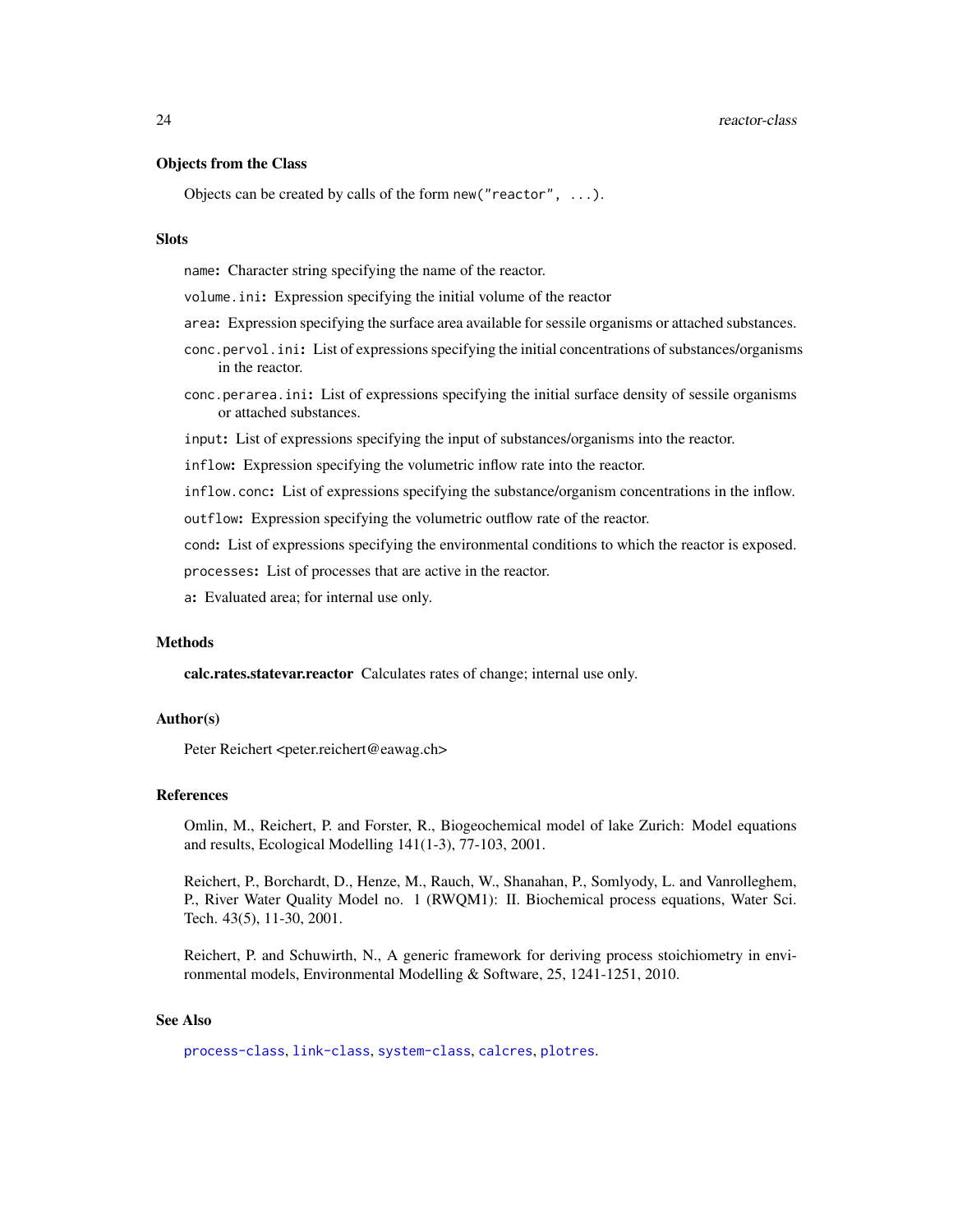### Objects from the Class

Objects can be created by calls of the form `new("reactor", ...)`.

### Slots

`name`: Character string specifying the name of the reactor.

`volume.ini`: Expression specifying the initial volume of the reactor

`area`: Expression specifying the surface area available for sessile organisms or attached substances.

`conc.pervol.ini`: List of expressions specifying the initial concentrations of substances/organisms in the reactor.

`conc.perarea.ini`: List of expressions specifying the initial surface density of sessile organisms or attached substances.

`input`: List of expressions specifying the input of substances/organisms into the reactor.

`inflow`: Expression specifying the volumetric inflow rate into the reactor.

`inflow.conc`: List of expressions specifying the substance/organism concentrations in the inflow.

`outflow`: Expression specifying the volumetric outflow rate of the reactor.

`cond`: List of expressions specifying the environmental conditions to which the reactor is exposed.

`processes`: List of processes that are active in the reactor.

`a`: Evaluated area; for internal use only.

### Methods

**calc.rates.statevar.reactor** Calculates rates of change; internal use only.

### Author(s)

Peter Reichert <peter.reichert@eawag.ch>

### References

Omlin, M., Reichert, P. and Forster, R., Biogeochemical model of lake Zurich: Model equations and results, Ecological Modelling 141(1-3), 77-103, 2001.

Reichert, P., Borchardt, D., Henze, M., Rauch, W., Shanahan, P., Somlyody, L. and Vanrolleghem, P., River Water Quality Model no. 1 (RWQM1): II. Biochemical process equations, Water Sci. Tech. 43(5), 11-30, 2001.

Reichert, P. and Schuwirth, N., A generic framework for deriving process stoichiometry in environmental models, Environmental Modelling & Software, 25, 1241-1251, 2010.

### See Also

`process-class`, `link-class`, `system-class`, `calcres`, `plotres`.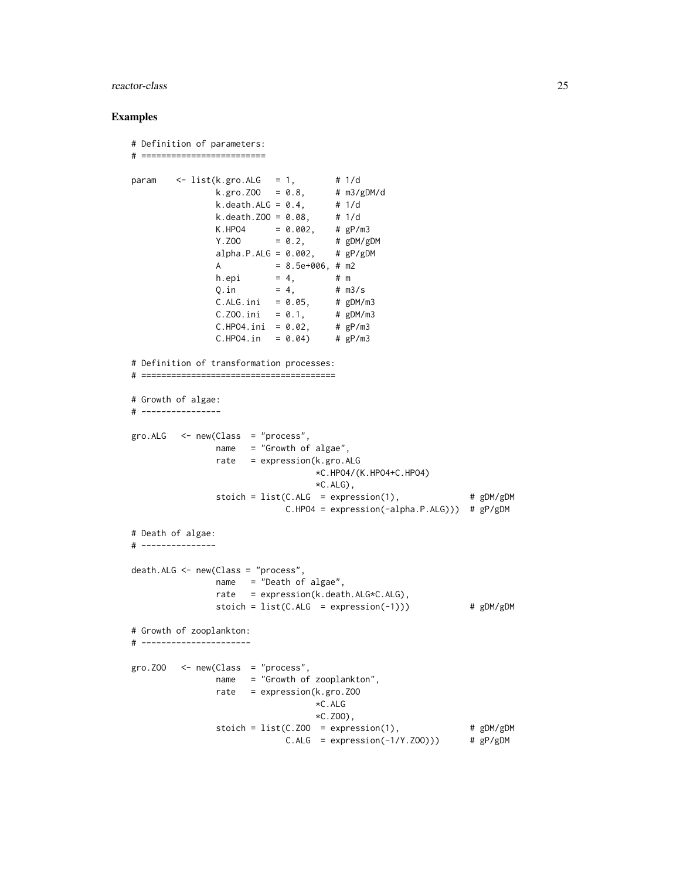## Examples

```
# Definition of parameters:
# =========================

param    <- list(k.gro.ALG   = 1,        # 1/d
                 k.gro.ZOO   = 0.8,      # m3/gDM/d
                 k.death.ALG = 0.4,      # 1/d
                 k.death.ZOO = 0.08,     # 1/d
                 K.HPO4      = 0.002,    # gP/m3
                 Y.ZOO       = 0.2,      # gDM/gDM
                 alpha.P.ALG = 0.002,    # gP/gDM
                 A           = 8.5e+006, # m2
                 h.epi       = 4,        # m
                 Q.in        = 4,        # m3/s
                 C.ALG.ini   = 0.05,     # gDM/m3
                 C.ZOO.ini   = 0.1,      # gDM/m3
                 C.HPO4.ini  = 0.02,     # gP/m3
                 C.HPO4.in   = 0.04)     # gP/m3

# Definition of transformation processes:
# =======================================

# Growth of algae:
# ----------------

gro.ALG   <- new(Class  = "process",
                 name   = "Growth of algae",
                 rate   = expression(k.gro.ALG
                                     *C.HPO4/(K.HPO4+C.HPO4)
                                     *C.ALG),
                 stoich = list(C.ALG  = expression(1),             # gDM/gDM
                               C.HPO4 = expression(-alpha.P.ALG))) # gP/gDM

# Death of algae:
# ---------------

death.ALG <- new(Class = "process",
                 name   = "Death of algae",
                 rate   = expression(k.death.ALG*C.ALG),
                 stoich = list(C.ALG  = expression(-1)))           # gDM/gDM

# Growth of zooplankton:
# ----------------------

gro.ZOO   <- new(Class  = "process",
                 name   = "Growth of zooplankton",
                 rate   = expression(k.gro.ZOO
                                     *C.ALG
                                     *C.ZOO),
                 stoich = list(C.ZOO  = expression(1),             # gDM/gDM
                               C.ALG  = expression(-1/Y.ZOO)))     # gP/gDM
```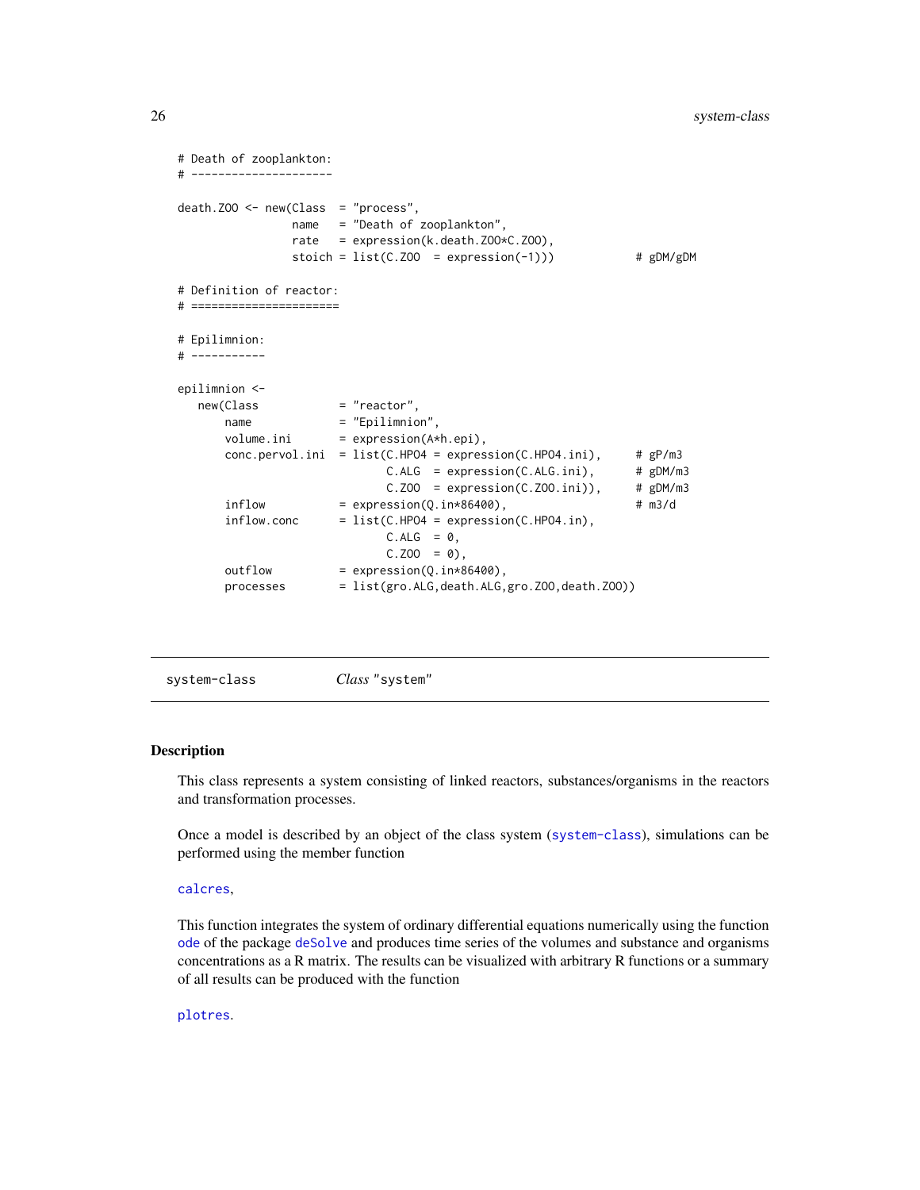```
# Death of zooplankton:
# ---------------------

death.ZOO <- new(Class  = "process",
                 name   = "Death of zooplankton",
                 rate   = expression(k.death.ZOO*C.ZOO),
                 stoich = list(C.ZOO  = expression(-1)))            # gDM/gDM

# Definition of reactor:
# ======================

# Epilimnion:
# -----------

epilimnion <-
   new(Class           = "reactor",
       name            = "Epilimnion",
       volume.ini      = expression(A*h.epi),
       conc.pervol.ini = list(C.HPO4 = expression(C.HPO4.ini),     # gP/m3
                              C.ALG  = expression(C.ALG.ini),      # gDM/m3
                              C.ZOO  = expression(C.ZOO.ini)),     # gDM/m3
       inflow          = expression(Q.in*86400),                   # m3/d
       inflow.conc     = list(C.HPO4 = expression(C.HPO4.in),
                              C.ALG  = 0,
                              C.ZOO  = 0),
       outflow         = expression(Q.in*86400),
       processes       = list(gro.ALG,death.ALG,gro.ZOO,death.ZOO))
```

---

system-class &nbsp;&nbsp;&nbsp;&nbsp;&nbsp;&nbsp; *Class* "system"

---

## Description

This class represents a system consisting of linked reactors, substances/organisms in the reactors and transformation processes.

Once a model is described by an object of the class system (system-class), simulations can be performed using the member function

calcres,

This function integrates the system of ordinary differential equations numerically using the function ode of the package deSolve and produces time series of the volumes and substance and organisms concentrations as a R matrix. The results can be visualized with arbitrary R functions or a summary of all results can be produced with the function

plotres.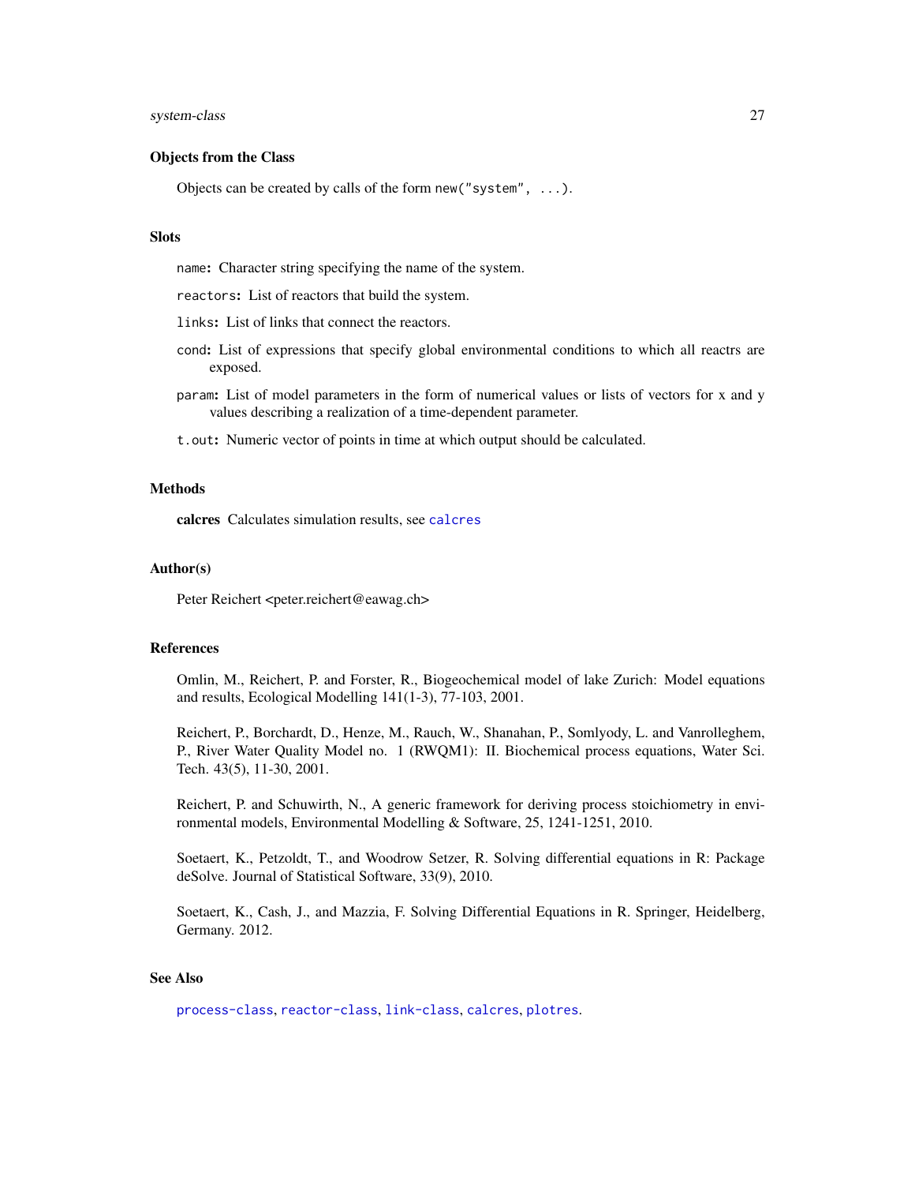## Objects from the Class

Objects can be created by calls of the form `new("system", ...)`.

## Slots

`name`: Character string specifying the name of the system.

`reactors`: List of reactors that build the system.

`links`: List of links that connect the reactors.

`cond`: List of expressions that specify global environmental conditions to which all reactrs are exposed.

`param`: List of model parameters in the form of numerical values or lists of vectors for x and y values describing a realization of a time-dependent parameter.

`t.out`: Numeric vector of points in time at which output should be calculated.

## Methods

**calcres** Calculates simulation results, see `calcres`

## Author(s)

Peter Reichert <peter.reichert@eawag.ch>

## References

Omlin, M., Reichert, P. and Forster, R., Biogeochemical model of lake Zurich: Model equations and results, Ecological Modelling 141(1-3), 77-103, 2001.

Reichert, P., Borchardt, D., Henze, M., Rauch, W., Shanahan, P., Somlyody, L. and Vanrolleghem, P., River Water Quality Model no. 1 (RWQM1): II. Biochemical process equations, Water Sci. Tech. 43(5), 11-30, 2001.

Reichert, P. and Schuwirth, N., A generic framework for deriving process stoichiometry in environmental models, Environmental Modelling & Software, 25, 1241-1251, 2010.

Soetaert, K., Petzoldt, T., and Woodrow Setzer, R. Solving differential equations in R: Package deSolve. Journal of Statistical Software, 33(9), 2010.

Soetaert, K., Cash, J., and Mazzia, F. Solving Differential Equations in R. Springer, Heidelberg, Germany. 2012.

## See Also

`process-class`, `reactor-class`, `link-class`, `calcres`, `plotres`.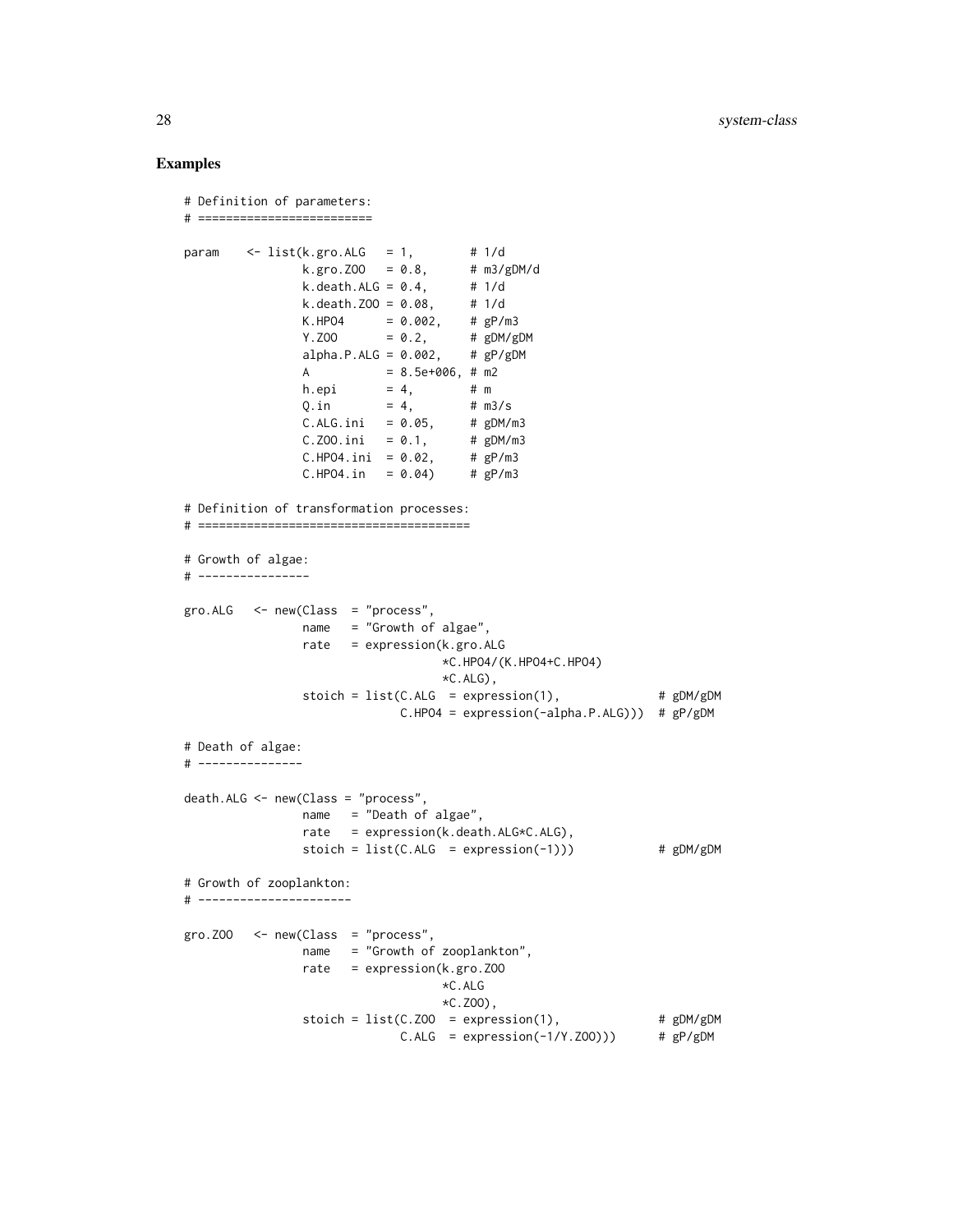### Examples

```
# Definition of parameters:
# =========================

param    <- list(k.gro.ALG   = 1,        # 1/d
                 k.gro.ZOO   = 0.8,      # m3/gDM/d
                 k.death.ALG = 0.4,      # 1/d
                 k.death.ZOO = 0.08,     # 1/d
                 K.HPO4      = 0.002,    # gP/m3
                 Y.ZOO       = 0.2,      # gDM/gDM
                 alpha.P.ALG = 0.002,    # gP/gDM
                 A           = 8.5e+006, # m2
                 h.epi       = 4,        # m
                 Q.in        = 4,        # m3/s
                 C.ALG.ini   = 0.05,     # gDM/m3
                 C.ZOO.ini   = 0.1,      # gDM/m3
                 C.HPO4.ini  = 0.02,     # gP/m3
                 C.HPO4.in   = 0.04)     # gP/m3

# Definition of transformation processes:
# =======================================

# Growth of algae:
# ----------------

gro.ALG   <- new(Class  = "process",
                 name   = "Growth of algae",
                 rate   = expression(k.gro.ALG
                                     *C.HPO4/(K.HPO4+C.HPO4)
                                     *C.ALG),
                 stoich = list(C.ALG  = expression(1),             # gDM/gDM
                               C.HPO4 = expression(-alpha.P.ALG)))  # gP/gDM

# Death of algae:
# ---------------

death.ALG <- new(Class = "process",
                 name   = "Death of algae",
                 rate   = expression(k.death.ALG*C.ALG),
                 stoich = list(C.ALG  = expression(-1)))           # gDM/gDM

# Growth of zooplankton:
# ----------------------

gro.ZOO   <- new(Class  = "process",
                 name   = "Growth of zooplankton",
                 rate   = expression(k.gro.ZOO
                                     *C.ALG
                                     *C.ZOO),
                 stoich = list(C.ZOO  = expression(1),             # gDM/gDM
                               C.ALG  = expression(-1/Y.ZOO)))     # gP/gDM
```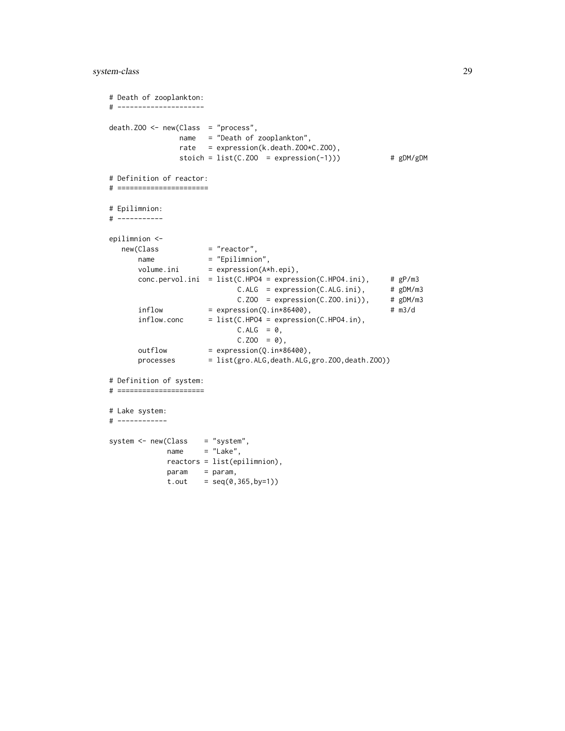```
# Death of zooplankton:
# ---------------------

death.ZOO <- new(Class  = "process",
                 name   = "Death of zooplankton",
                 rate   = expression(k.death.ZOO*C.ZOO),
                 stoich = list(C.ZOO  = expression(-1)))            # gDM/gDM

# Definition of reactor:
# ======================

# Epilimnion:
# -----------

epilimnion <-
   new(Class            = "reactor",
       name             = "Epilimnion",
       volume.ini       = expression(A*h.epi),
       conc.pervol.ini  = list(C.HPO4 = expression(C.HPO4.ini),     # gP/m3
                               C.ALG  = expression(C.ALG.ini),      # gDM/m3
                               C.ZOO  = expression(C.ZOO.ini)),     # gDM/m3
       inflow           = expression(Q.in*86400),                   # m3/d
       inflow.conc      = list(C.HPO4 = expression(C.HPO4.in),
                               C.ALG  = 0,
                               C.ZOO  = 0),
       outflow          = expression(Q.in*86400),
       processes        = list(gro.ALG,death.ALG,gro.ZOO,death.ZOO))

# Definition of system:
# =====================

# Lake system:
# ------------

system <- new(Class    = "system",
              name     = "Lake",
              reactors = list(epilimnion),
              param    = param,
              t.out    = seq(0,365,by=1))
```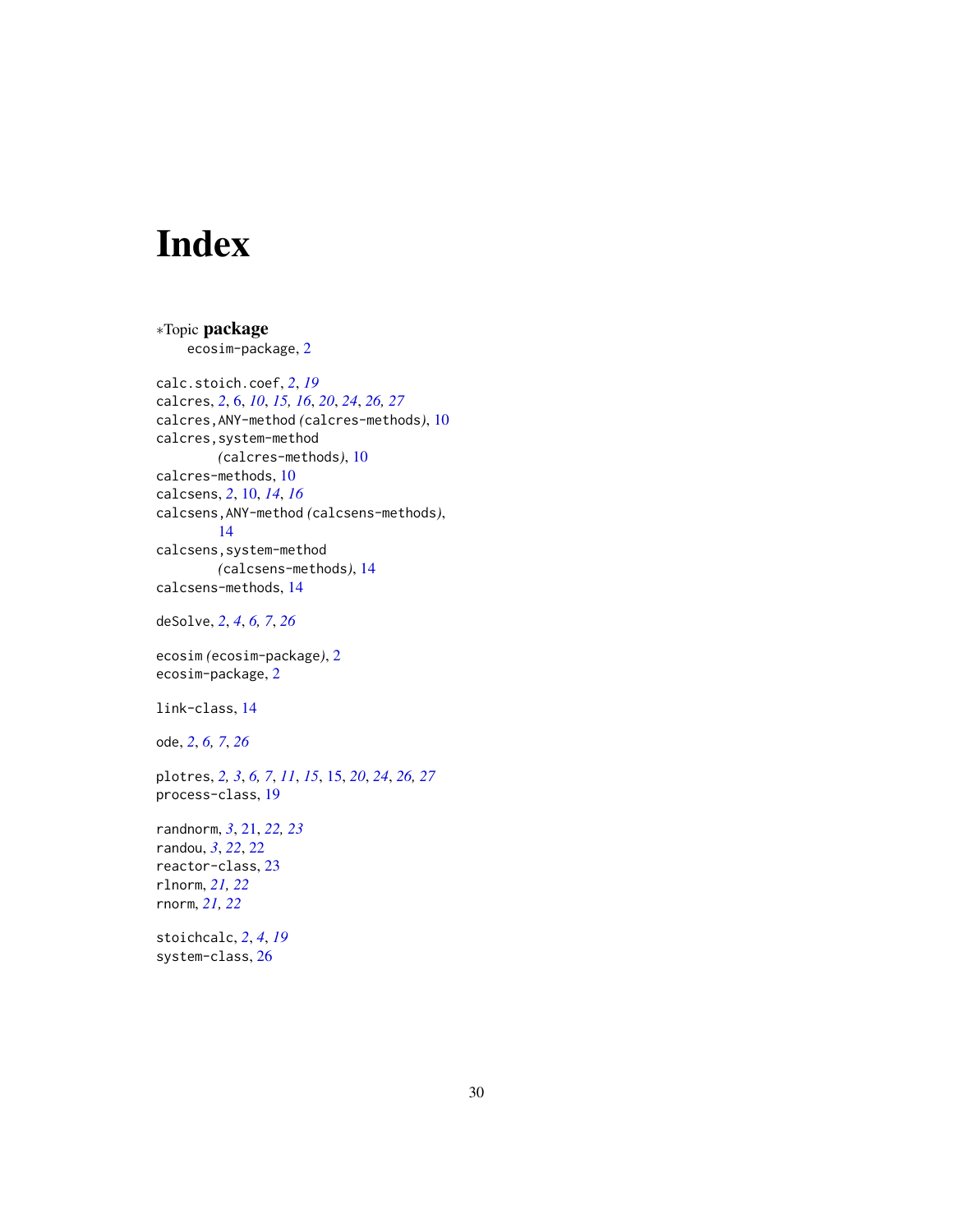# Index

∗Topic **package**

ecosim-package, 2

calc.stoich.coef, *2*, *19*
calcres, *2*, 6, *10*, *15, 16*, *20*, *24*, *26, 27*
calcres,ANY-method *(*calcres-methods*)*, 10
calcres,system-method *(*calcres-methods*)*, 10
calcres-methods, 10
calcsens, *2*, 10, *14*, *16*
calcsens,ANY-method *(*calcsens-methods*)*, 14
calcsens,system-method *(*calcsens-methods*)*, 14
calcsens-methods, 14

deSolve, *2*, *4*, *6, 7*, *26*

ecosim *(*ecosim-package*)*, 2
ecosim-package, 2

link-class, 14

ode, *2*, *6, 7*, *26*

plotres, *2, 3*, *6, 7*, *11*, *15*, 15, *20*, *24*, *26, 27*
process-class, 19

randnorm, *3*, 21, *22, 23*
randou, *3*, *22*, 22
reactor-class, 23
rlnorm, *21, 22*
rnorm, *21, 22*

stoichcalc, *2*, *4*, *19*
system-class, 26